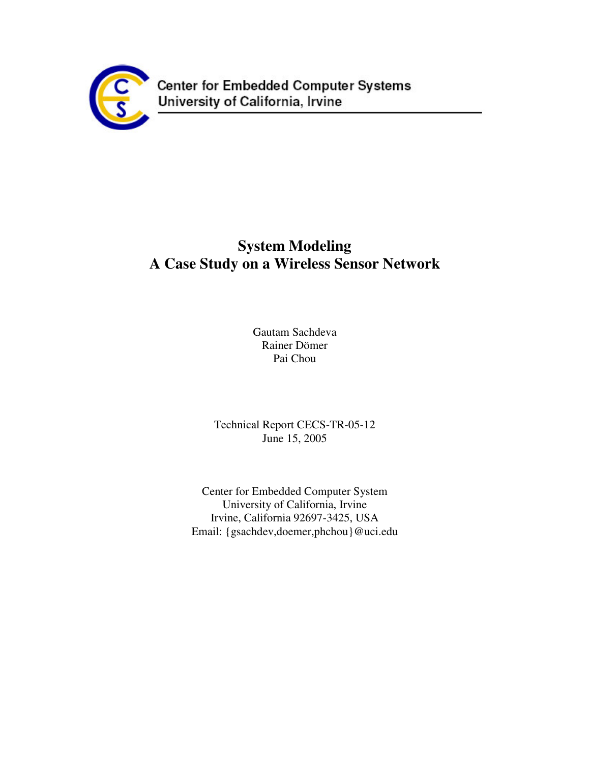Center for Embedded Computer Systems
University of California, Irvine

# System Modeling
# A Case Study on a Wireless Sensor Network

Gautam Sachdeva
Rainer Dömer
Pai Chou

Technical Report CECS-TR-05-12
June 15, 2005

Center for Embedded Computer System
University of California, Irvine
Irvine, California 92697-3425, USA
Email: {gsachdev,doemer,phchou}@uci.edu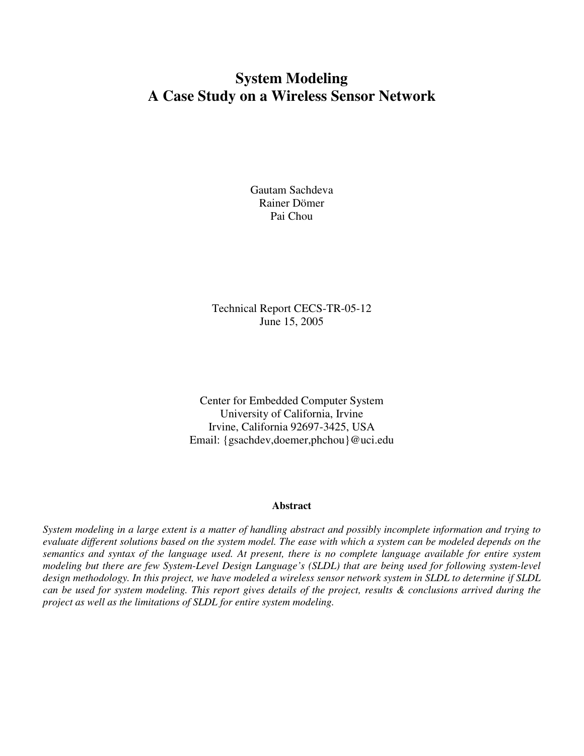# System Modeling
# A Case Study on a Wireless Sensor Network

Gautam Sachdeva
Rainer Dömer
Pai Chou

Technical Report CECS-TR-05-12
June 15, 2005

Center for Embedded Computer System
University of California, Irvine
Irvine, California 92697-3425, USA
Email: {gsachdev,doemer,phchou}@uci.edu

**Abstract**

*System modeling in a large extent is a matter of handling abstract and possibly incomplete information and trying to evaluate different solutions based on the system model. The ease with which a system can be modeled depends on the semantics and syntax of the language used. At present, there is no complete language available for entire system modeling but there are few System-Level Design Language's (SLDL) that are being used for following system-level design methodology. In this project, we have modeled a wireless sensor network system in SLDL to determine if SLDL can be used for system modeling. This report gives details of the project, results & conclusions arrived during the project as well as the limitations of SLDL for entire system modeling.*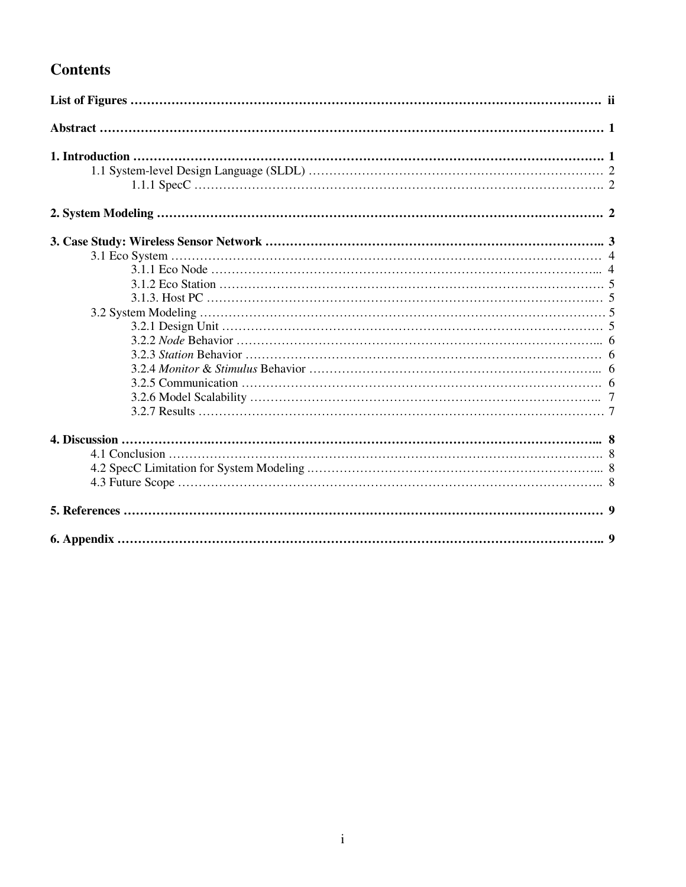# Contents

**List of Figures** ........................................................................................................ ii

**Abstract** ........................................................................................................ 1

**1. Introduction** ........................................................................................................ 1

- 1.1 System-level Design Language (SLDL) ........................................................................ 2
  - 1.1.1 SpecC ........................................................................................ 2

**2. System Modeling** ........................................................................................................ 2

**3. Case Study: Wireless Sensor Network** ........................................................................ 3

- 3.1 Eco System ........................................................................................ 4
  - 3.1.1 Eco Node ........................................................................................ 4
  - 3.1.2 Eco Station ........................................................................................ 5
  - 3.1.3. Host PC ........................................................................................ 5
- 3.2 System Modeling ........................................................................................ 5
  - 3.2.1 Design Unit ........................................................................................ 5
  - 3.2.2 *Node* Behavior ........................................................................................ 6
  - 3.2.3 *Station* Behavior ........................................................................................ 6
  - 3.2.4 *Monitor* & *Stimulus* Behavior ........................................................................ 6
  - 3.2.5 Communication ........................................................................................ 6
  - 3.2.6 Model Scalability ........................................................................................ 7
  - 3.2.7 Results ........................................................................................ 7

**4. Discussion** ........................................................................................................ 8

- 4.1 Conclusion ........................................................................................ 8
- 4.2 SpecC Limitation for System Modeling ........................................................................ 8
- 4.3 Future Scope ........................................................................................ 8

**5. References** ........................................................................................................ 9

**6. Appendix** ........................................................................................................ 9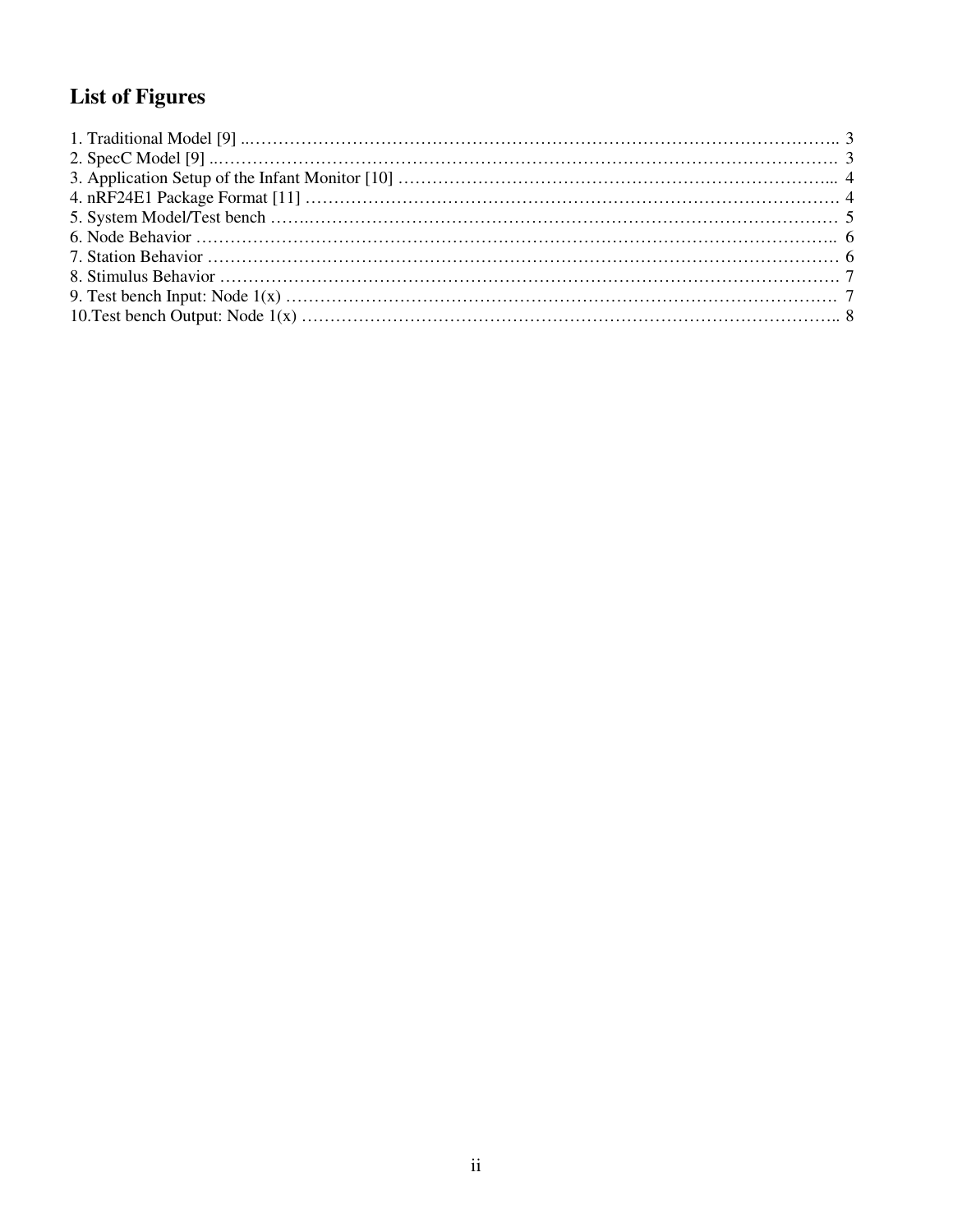# List of Figures

1. Traditional Model [9] ..………………………………………………………………………………………….. 3
2. SpecC Model [9] ..………………………………………………………………………………………………. 3
3. Application Setup of the Infant Monitor [10] …………………………………………………………………... 4
4. nRF24E1 Package Format [11] ………………………………………………………………………………. 4
5. System Model/Test bench …….……………………………………………………………………………… 5
6. Node Behavior ……………………………………………………………………………………………….. 6
7. Station Behavior ……………………………………………………………………………………………… 6
8. Stimulus Behavior ……………………………………………………………………………………………. 7
9. Test bench Input: Node 1(x) …………………………………………………………………………………. 7
10. Test bench Output: Node 1(x) ……………………………………………………………………………….. 8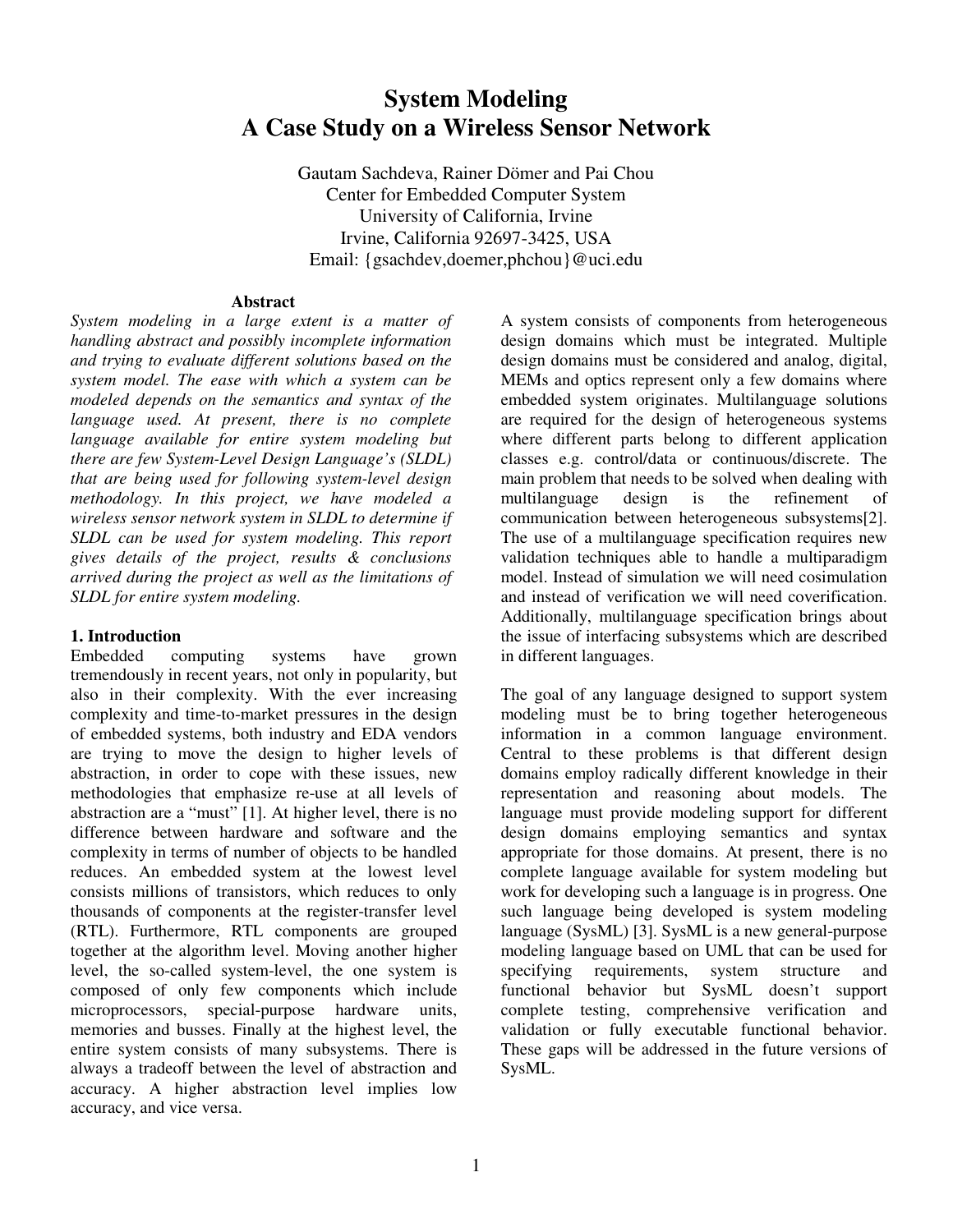# System Modeling
# A Case Study on a Wireless Sensor Network

Gautam Sachdeva, Rainer Dömer and Pai Chou
Center for Embedded Computer System
University of California, Irvine
Irvine, California 92697-3425, USA
Email: {gsachdev,doemer,phchou}@uci.edu

### Abstract

*System modeling in a large extent is a matter of handling abstract and possibly incomplete information and trying to evaluate different solutions based on the system model. The ease with which a system can be modeled depends on the semantics and syntax of the language used. At present, there is no complete language available for entire system modeling but there are few System-Level Design Language's (SLDL) that are being used for following system-level design methodology. In this project, we have modeled a wireless sensor network system in SLDL to determine if SLDL can be used for system modeling. This report gives details of the project, results & conclusions arrived during the project as well as the limitations of SLDL for entire system modeling.*

## 1. Introduction

Embedded computing systems have grown tremendously in recent years, not only in popularity, but also in their complexity. With the ever increasing complexity and time-to-market pressures in the design of embedded systems, both industry and EDA vendors are trying to move the design to higher levels of abstraction, in order to cope with these issues, new methodologies that emphasize re-use at all levels of abstraction are a "must" [1]. At higher level, there is no difference between hardware and software and the complexity in terms of number of objects to be handled reduces. An embedded system at the lowest level consists millions of transistors, which reduces to only thousands of components at the register-transfer level (RTL). Furthermore, RTL components are grouped together at the algorithm level. Moving another higher level, the so-called system-level, the one system is composed of only few components which include microprocessors, special-purpose hardware units, memories and busses. Finally at the highest level, the entire system consists of many subsystems. There is always a tradeoff between the level of abstraction and accuracy. A higher abstraction level implies low accuracy, and vice versa.

A system consists of components from heterogeneous design domains which must be integrated. Multiple design domains must be considered and analog, digital, MEMs and optics represent only a few domains where embedded system originates. Multilanguage solutions are required for the design of heterogeneous systems where different parts belong to different application classes e.g. control/data or continuous/discrete. The main problem that needs to be solved when dealing with multilanguage design is the refinement of communication between heterogeneous subsystems[2]. The use of a multilanguage specification requires new validation techniques able to handle a multiparadigm model. Instead of simulation we will need cosimulation and instead of verification we will need coverification. Additionally, multilanguage specification brings about the issue of interfacing subsystems which are described in different languages.

The goal of any language designed to support system modeling must be to bring together heterogeneous information in a common language environment. Central to these problems is that different design domains employ radically different knowledge in their representation and reasoning about models. The language must provide modeling support for different design domains employing semantics and syntax appropriate for those domains. At present, there is no complete language available for system modeling but work for developing such a language is in progress. One such language being developed is system modeling language (SysML) [3]. SysML is a new general-purpose modeling language based on UML that can be used for specifying requirements, system structure and functional behavior but SysML doesn't support complete testing, comprehensive verification and validation or fully executable functional behavior. These gaps will be addressed in the future versions of SysML.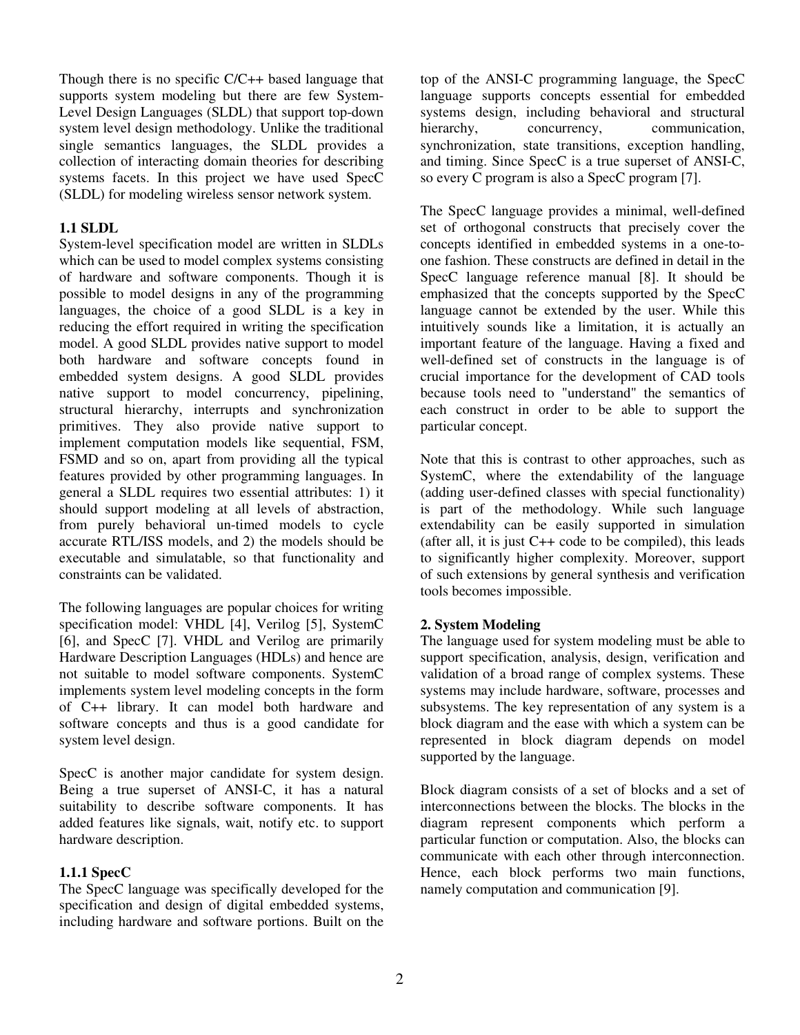Though there is no specific C/C++ based language that supports system modeling but there are few System-Level Design Languages (SLDL) that support top-down system level design methodology. Unlike the traditional single semantics languages, the SLDL provides a collection of interacting domain theories for describing systems facets. In this project we have used SpecC (SLDL) for modeling wireless sensor network system.

### 1.1 SLDL

System-level specification model are written in SLDLs which can be used to model complex systems consisting of hardware and software components. Though it is possible to model designs in any of the programming languages, the choice of a good SLDL is a key in reducing the effort required in writing the specification model. A good SLDL provides native support to model both hardware and software concepts found in embedded system designs. A good SLDL provides native support to model concurrency, pipelining, structural hierarchy, interrupts and synchronization primitives. They also provide native support to implement computation models like sequential, FSM, FSMD and so on, apart from providing all the typical features provided by other programming languages. In general a SLDL requires two essential attributes: 1) it should support modeling at all levels of abstraction, from purely behavioral un-timed models to cycle accurate RTL/ISS models, and 2) the models should be executable and simulatable, so that functionality and constraints can be validated.

The following languages are popular choices for writing specification model: VHDL [4], Verilog [5], SystemC [6], and SpecC [7]. VHDL and Verilog are primarily Hardware Description Languages (HDLs) and hence are not suitable to model software components. SystemC implements system level modeling concepts in the form of C++ library. It can model both hardware and software concepts and thus is a good candidate for system level design.

SpecC is another major candidate for system design. Being a true superset of ANSI-C, it has a natural suitability to describe software components. It has added features like signals, wait, notify etc. to support hardware description.

#### 1.1.1 SpecC

The SpecC language was specifically developed for the specification and design of digital embedded systems, including hardware and software portions. Built on the top of the ANSI-C programming language, the SpecC language supports concepts essential for embedded systems design, including behavioral and structural hierarchy, concurrency, communication, synchronization, state transitions, exception handling, and timing. Since SpecC is a true superset of ANSI-C, so every C program is also a SpecC program [7].

The SpecC language provides a minimal, well-defined set of orthogonal constructs that precisely cover the concepts identified in embedded systems in a one-to-one fashion. These constructs are defined in detail in the SpecC language reference manual [8]. It should be emphasized that the concepts supported by the SpecC language cannot be extended by the user. While this intuitively sounds like a limitation, it is actually an important feature of the language. Having a fixed and well-defined set of constructs in the language is of crucial importance for the development of CAD tools because tools need to "understand" the semantics of each construct in order to be able to support the particular concept.

Note that this is contrast to other approaches, such as SystemC, where the extendability of the language (adding user-defined classes with special functionality) is part of the methodology. While such language extendability can be easily supported in simulation (after all, it is just C++ code to be compiled), this leads to significantly higher complexity. Moreover, support of such extensions by general synthesis and verification tools becomes impossible.

## 2. System Modeling

The language used for system modeling must be able to support specification, analysis, design, verification and validation of a broad range of complex systems. These systems may include hardware, software, processes and subsystems. The key representation of any system is a block diagram and the ease with which a system can be represented in block diagram depends on model supported by the language.

Block diagram consists of a set of blocks and a set of interconnections between the blocks. The blocks in the diagram represent components which perform a particular function or computation. Also, the blocks can communicate with each other through interconnection. Hence, each block performs two main functions, namely computation and communication [9].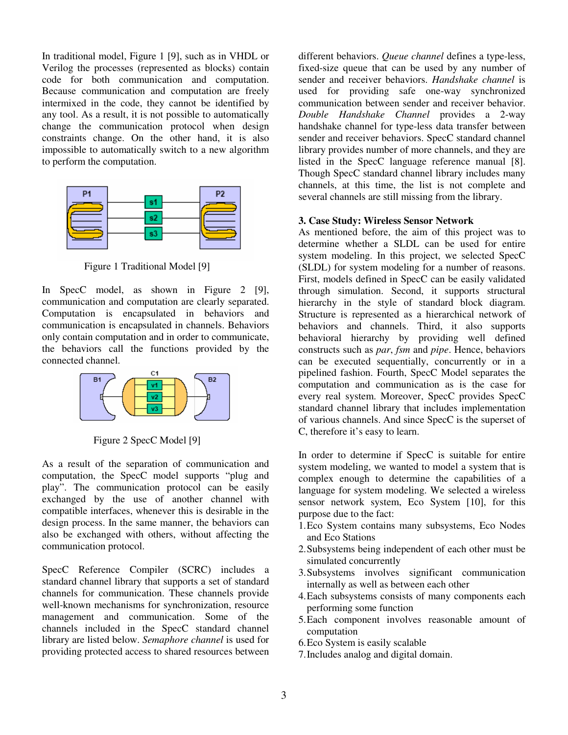In traditional model, Figure 1 [9], such as in VHDL or Verilog the processes (represented as blocks) contain code for both communication and computation. Because communication and computation are freely intermixed in the code, they cannot be identified by any tool. As a result, it is not possible to automatically change the communication protocol when design constraints change. On the other hand, it is also impossible to automatically switch to a new algorithm to perform the computation.

Figure 1 Traditional Model [9]

In SpecC model, as shown in Figure 2 [9], communication and computation are clearly separated. Computation is encapsulated in behaviors and communication is encapsulated in channels. Behaviors only contain computation and in order to communicate, the behaviors call the functions provided by the connected channel.

Figure 2 SpecC Model [9]

As a result of the separation of communication and computation, the SpecC model supports "plug and play". The communication protocol can be easily exchanged by the use of another channel with compatible interfaces, whenever this is desirable in the design process. In the same manner, the behaviors can also be exchanged with others, without affecting the communication protocol.

SpecC Reference Compiler (SCRC) includes a standard channel library that supports a set of standard channels for communication. These channels provide well-known mechanisms for synchronization, resource management and communication. Some of the channels included in the SpecC standard channel library are listed below. *Semaphore channel* is used for providing protected access to shared resources between different behaviors. *Queue channel* defines a type-less, fixed-size queue that can be used by any number of sender and receiver behaviors. *Handshake channel* is used for providing safe one-way synchronized communication between sender and receiver behavior. *Double Handshake Channel* provides a 2-way handshake channel for type-less data transfer between sender and receiver behaviors. SpecC standard channel library provides number of more channels, and they are listed in the SpecC language reference manual [8]. Though SpecC standard channel library includes many channels, at this time, the list is not complete and several channels are still missing from the library.

### 3. Case Study: Wireless Sensor Network

As mentioned before, the aim of this project was to determine whether a SLDL can be used for entire system modeling. In this project, we selected SpecC (SLDL) for system modeling for a number of reasons. First, models defined in SpecC can be easily validated through simulation. Second, it supports structural hierarchy in the style of standard block diagram. Structure is represented as a hierarchical network of behaviors and channels. Third, it also supports behavioral hierarchy by providing well defined constructs such as *par*, *fsm* and *pipe*. Hence, behaviors can be executed sequentially, concurrently or in a pipelined fashion. Fourth, SpecC Model separates the computation and communication as is the case for every real system. Moreover, SpecC provides SpecC standard channel library that includes implementation of various channels. And since SpecC is the superset of C, therefore it's easy to learn.

In order to determine if SpecC is suitable for entire system modeling, we wanted to model a system that is complex enough to determine the capabilities of a language for system modeling. We selected a wireless sensor network system, Eco System [10], for this purpose due to the fact:

1. Eco System contains many subsystems, Eco Nodes and Eco Stations
2. Subsystems being independent of each other must be simulated concurrently
3. Subsystems involves significant communication internally as well as between each other
4. Each subsystems consists of many components each performing some function
5. Each component involves reasonable amount of computation
6. Eco System is easily scalable
7. Includes analog and digital domain.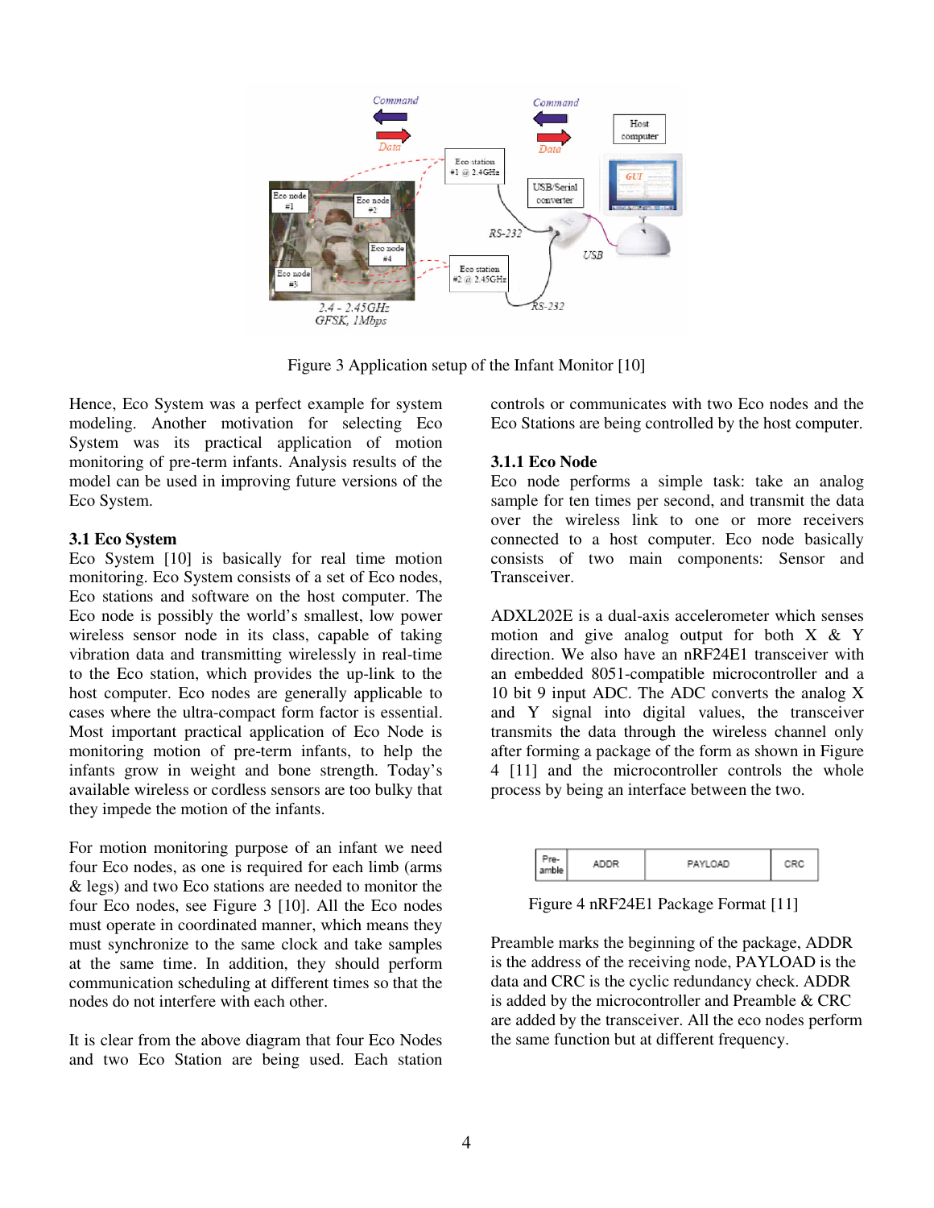Figure 3 Application setup of the Infant Monitor [10]

Hence, Eco System was a perfect example for system modeling. Another motivation for selecting Eco System was its practical application of motion monitoring of pre-term infants. Analysis results of the model can be used in improving future versions of the Eco System.

### 3.1 Eco System

Eco System [10] is basically for real time motion monitoring. Eco System consists of a set of Eco nodes, Eco stations and software on the host computer. The Eco node is possibly the world's smallest, low power wireless sensor node in its class, capable of taking vibration data and transmitting wirelessly in real-time to the Eco station, which provides the up-link to the host computer. Eco nodes are generally applicable to cases where the ultra-compact form factor is essential. Most important practical application of Eco Node is monitoring motion of pre-term infants, to help the infants grow in weight and bone strength. Today's available wireless or cordless sensors are too bulky that they impede the motion of the infants.

For motion monitoring purpose of an infant we need four Eco nodes, as one is required for each limb (arms & legs) and two Eco stations are needed to monitor the four Eco nodes, see Figure 3 [10]. All the Eco nodes must operate in coordinated manner, which means they must synchronize to the same clock and take samples at the same time. In addition, they should perform communication scheduling at different times so that the nodes do not interfere with each other.

It is clear from the above diagram that four Eco Nodes and two Eco Station are being used. Each station controls or communicates with two Eco nodes and the Eco Stations are being controlled by the host computer.

#### 3.1.1 Eco Node

Eco node performs a simple task: take an analog sample for ten times per second, and transmit the data over the wireless link to one or more receivers connected to a host computer. Eco node basically consists of two main components: Sensor and Transceiver.

ADXL202E is a dual-axis accelerometer which senses motion and give analog output for both X & Y direction. We also have an nRF24E1 transceiver with an embedded 8051-compatible microcontroller and a 10 bit 9 input ADC. The ADC converts the analog X and Y signal into digital values, the transceiver transmits the data through the wireless channel only after forming a package of the form as shown in Figure 4 [11] and the microcontroller controls the whole process by being an interface between the two.

| Pre-amble | ADDR | PAYLOAD | CRC |
|---|---|---|---|

Figure 4 nRF24E1 Package Format [11]

Preamble marks the beginning of the package, ADDR is the address of the receiving node, PAYLOAD is the data and CRC is the cyclic redundancy check. ADDR is added by the microcontroller and Preamble & CRC are added by the transceiver. All the eco nodes perform the same function but at different frequency.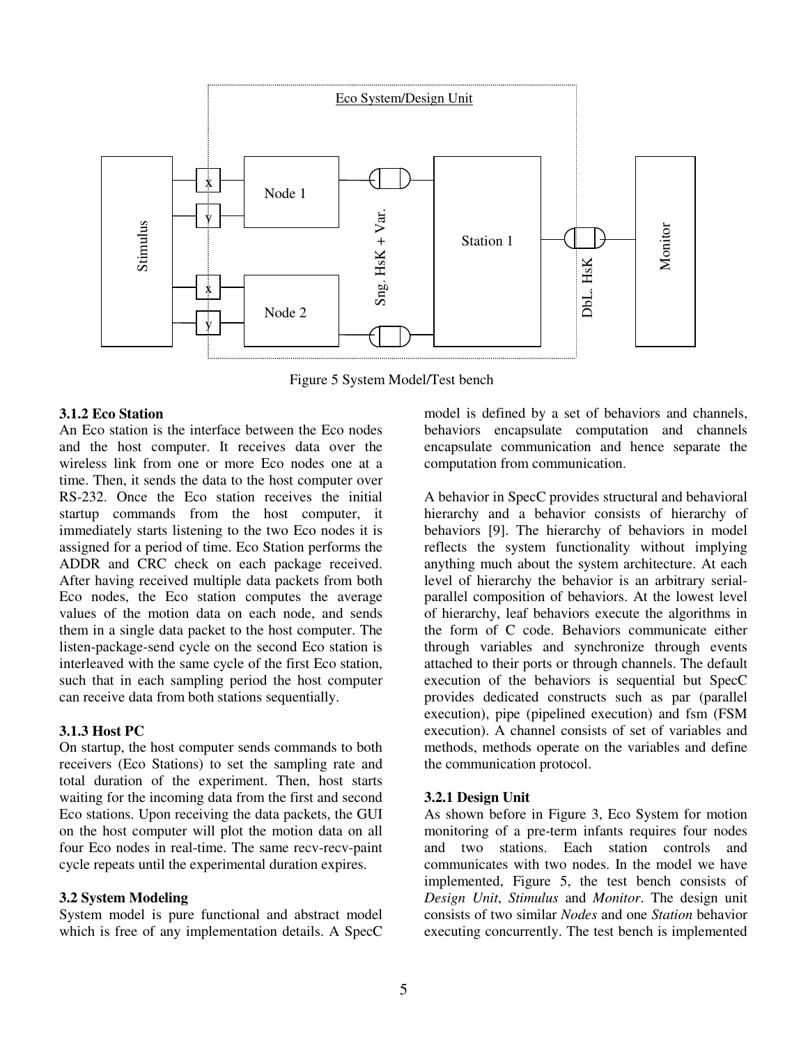Figure 5 System Model/Test bench

### 3.1.2 Eco Station

An Eco station is the interface between the Eco nodes and the host computer. It receives data over the wireless link from one or more Eco nodes one at a time. Then, it sends the data to the host computer over RS-232. Once the Eco station receives the initial startup commands from the host computer, it immediately starts listening to the two Eco nodes it is assigned for a period of time. Eco Station performs the ADDR and CRC check on each package received. After having received multiple data packets from both Eco nodes, the Eco station computes the average values of the motion data on each node, and sends them in a single data packet to the host computer. The listen-package-send cycle on the second Eco station is interleaved with the same cycle of the first Eco station, such that in each sampling period the host computer can receive data from both stations sequentially.

### 3.1.3 Host PC

On startup, the host computer sends commands to both receivers (Eco Stations) to set the sampling rate and total duration of the experiment. Then, host starts waiting for the incoming data from the first and second Eco stations. Upon receiving the data packets, the GUI on the host computer will plot the motion data on all four Eco nodes in real-time. The same recv-recv-paint cycle repeats until the experimental duration expires.

### 3.2 System Modeling

System model is pure functional and abstract model which is free of any implementation details. A SpecC model is defined by a set of behaviors and channels, behaviors encapsulate computation and channels encapsulate communication and hence separate the computation from communication.

A behavior in SpecC provides structural and behavioral hierarchy and a behavior consists of hierarchy of behaviors [9]. The hierarchy of behaviors in model reflects the system functionality without implying anything much about the system architecture. At each level of hierarchy the behavior is an arbitrary serial-parallel composition of behaviors. At the lowest level of hierarchy, leaf behaviors execute the algorithms in the form of C code. Behaviors communicate either through variables and synchronize through events attached to their ports or through channels. The default execution of the behaviors is sequential but SpecC provides dedicated constructs such as par (parallel execution), pipe (pipelined execution) and fsm (FSM execution). A channel consists of set of variables and methods, methods operate on the variables and define the communication protocol.

#### 3.2.1 Design Unit

As shown before in Figure 3, Eco System for motion monitoring of a pre-term infants requires four nodes and two stations. Each station controls and communicates with two nodes. In the model we have implemented, Figure 5, the test bench consists of *Design Unit*, *Stimulus* and *Monitor*. The design unit consists of two similar *Nodes* and one *Station* behavior executing concurrently. The test bench is implemented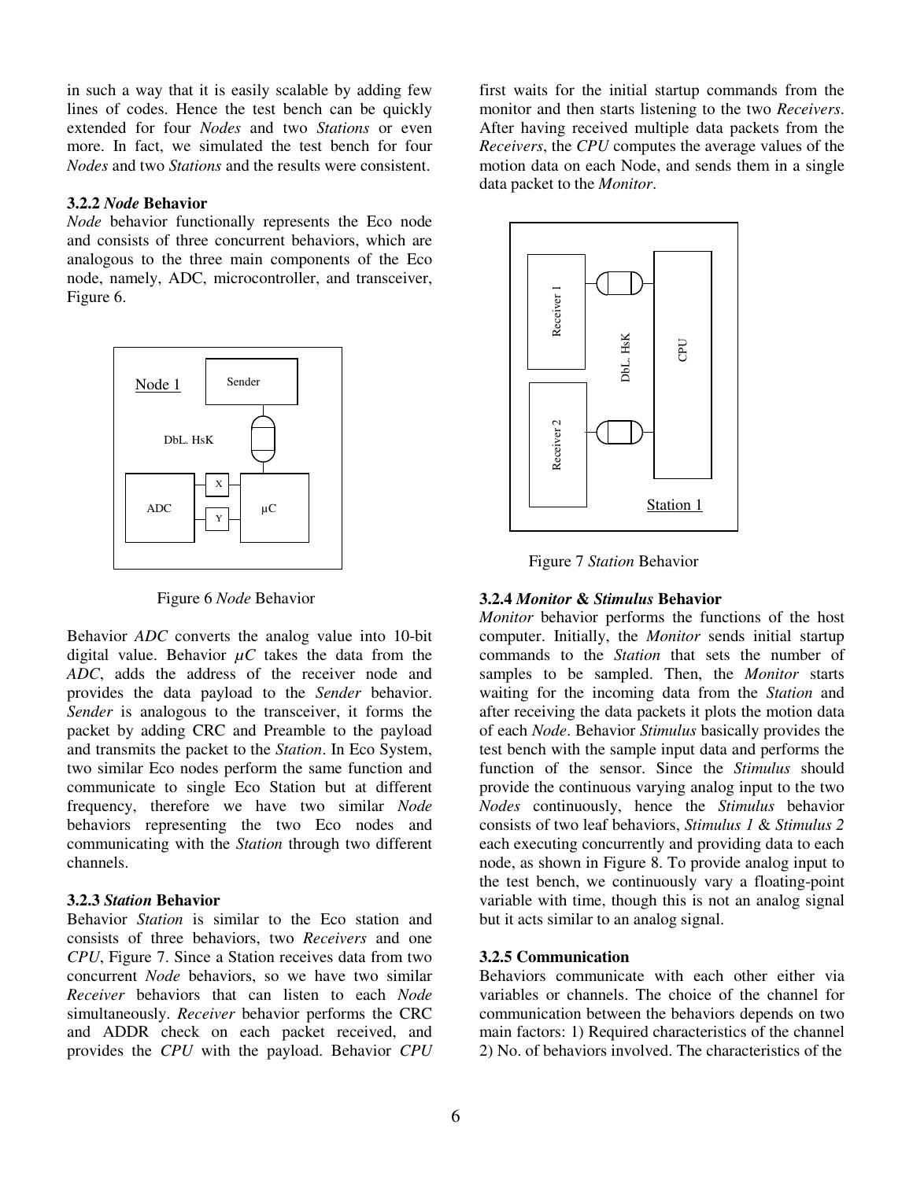in such a way that it is easily scalable by adding few lines of codes. Hence the test bench can be quickly extended for four *Nodes* and two *Stations* or even more. In fact, we simulated the test bench for four *Nodes* and two *Stations* and the results were consistent.

### 3.2.2 *Node* Behavior

*Node* behavior functionally represents the Eco node and consists of three concurrent behaviors, which are analogous to the three main components of the Eco node, namely, ADC, microcontroller, and transceiver, Figure 6.

Figure 6 *Node* Behavior

Behavior *ADC* converts the analog value into 10-bit digital value. Behavior *µC* takes the data from the *ADC*, adds the address of the receiver node and provides the data payload to the *Sender* behavior. *Sender* is analogous to the transceiver, it forms the packet by adding CRC and Preamble to the payload and transmits the packet to the *Station*. In Eco System, two similar Eco nodes perform the same function and communicate to single Eco Station but at different frequency, therefore we have two similar *Node* behaviors representing the two Eco nodes and communicating with the *Station* through two different channels.

### 3.2.3 *Station* Behavior

Behavior *Station* is similar to the Eco station and consists of three behaviors, two *Receivers* and one *CPU*, Figure 7. Since a Station receives data from two concurrent *Node* behaviors, so we have two similar *Receiver* behaviors that can listen to each *Node* simultaneously. *Receiver* behavior performs the CRC and ADDR check on each packet received, and provides the *CPU* with the payload. Behavior *CPU* first waits for the initial startup commands from the monitor and then starts listening to the two *Receivers*. After having received multiple data packets from the *Receivers*, the *CPU* computes the average values of the motion data on each Node, and sends them in a single data packet to the *Monitor*.

Figure 7 *Station* Behavior

### 3.2.4 *Monitor* & *Stimulus* Behavior

*Monitor* behavior performs the functions of the host computer. Initially, the *Monitor* sends initial startup commands to the *Station* that sets the number of samples to be sampled. Then, the *Monitor* starts waiting for the incoming data from the *Station* and after receiving the data packets it plots the motion data of each *Node*. Behavior *Stimulus* basically provides the test bench with the sample input data and performs the function of the sensor. Since the *Stimulus* should provide the continuous varying analog input to the two *Nodes* continuously, hence the *Stimulus* behavior consists of two leaf behaviors, *Stimulus 1* & *Stimulus 2* each executing concurrently and providing data to each node, as shown in Figure 8. To provide analog input to the test bench, we continuously vary a floating-point variable with time, though this is not an analog signal but it acts similar to an analog signal.

### 3.2.5 Communication

Behaviors communicate with each other either via variables or channels. The choice of the channel for communication between the behaviors depends on two main factors: 1) Required characteristics of the channel 2) No. of behaviors involved. The characteristics of the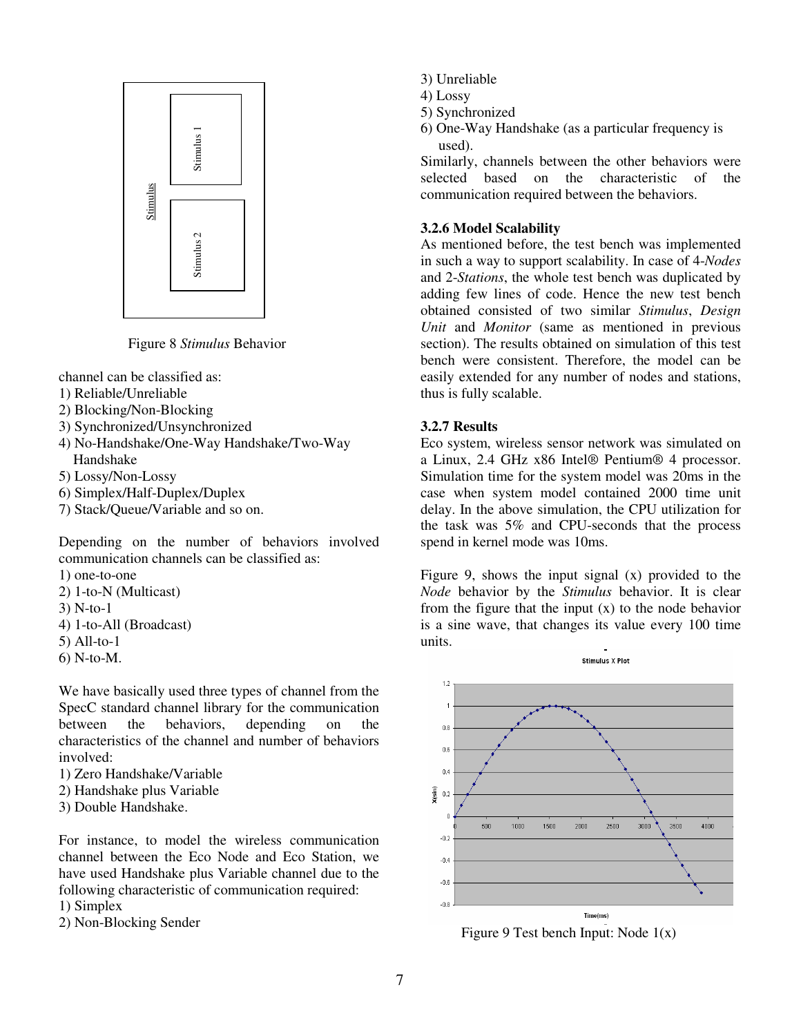Figure 8 *Stimulus* Behavior

channel can be classified as:

1) Reliable/Unreliable
2) Blocking/Non-Blocking
3) Synchronized/Unsynchronized
4) No-Handshake/One-Way Handshake/Two-Way Handshake
5) Lossy/Non-Lossy
6) Simplex/Half-Duplex/Duplex
7) Stack/Queue/Variable and so on.

Depending on the number of behaviors involved communication channels can be classified as:

1) one-to-one
2) 1-to-N (Multicast)
3) N-to-1
4) 1-to-All (Broadcast)
5) All-to-1
6) N-to-M.

We have basically used three types of channel from the SpecC standard channel library for the communication between the behaviors, depending on the characteristics of the channel and number of behaviors involved:

1) Zero Handshake/Variable
2) Handshake plus Variable
3) Double Handshake.

For instance, to model the wireless communication channel between the Eco Node and Eco Station, we have used Handshake plus Variable channel due to the following characteristic of communication required:

1) Simplex
2) Non-Blocking Sender
3) Unreliable
4) Lossy
5) Synchronized
6) One-Way Handshake (as a particular frequency is used).

Similarly, channels between the other behaviors were selected based on the characteristic of the communication required between the behaviors.

### 3.2.6 Model Scalability

As mentioned before, the test bench was implemented in such a way to support scalability. In case of 4-*Nodes* and 2-*Stations*, the whole test bench was duplicated by adding few lines of code. Hence the new test bench obtained consisted of two similar *Stimulus*, *Design Unit* and *Monitor* (same as mentioned in previous section). The results obtained on simulation of this test bench were consistent. Therefore, the model can be easily extended for any number of nodes and stations, thus is fully scalable.

### 3.2.7 Results

Eco system, wireless sensor network was simulated on a Linux, 2.4 GHz x86 Intel® Pentium® 4 processor. Simulation time for the system model was 20ms in the case when system model contained 2000 time unit delay. In the above simulation, the CPU utilization for the task was 5% and CPU-seconds that the process spend in kernel mode was 10ms.

Figure 9, shows the input signal (x) provided to the *Node* behavior by the *Stimulus* behavior. It is clear from the figure that the input (x) to the node behavior is a sine wave, that changes its value every 100 time units.

Figure 9 Test bench Input: Node 1(x)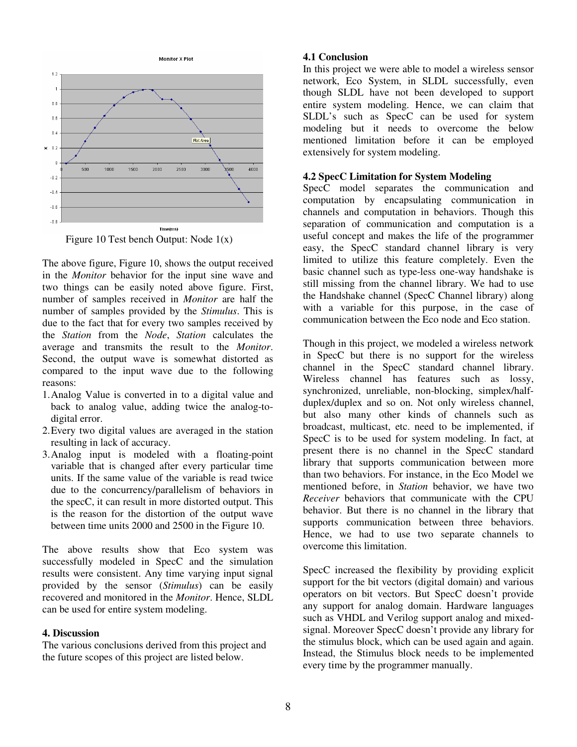Figure 10 Test bench Output: Node 1(x)

The above figure, Figure 10, shows the output received in the *Monitor* behavior for the input sine wave and two things can be easily noted above figure. First, number of samples received in *Monitor* are half the number of samples provided by the *Stimulus*. This is due to the fact that for every two samples received by the *Station* from the *Node*, *Station* calculates the average and transmits the result to the *Monitor*. Second, the output wave is somewhat distorted as compared to the input wave due to the following reasons:

1. Analog Value is converted in to a digital value and back to analog value, adding twice the analog-to-digital error.
2. Every two digital values are averaged in the station resulting in lack of accuracy.
3. Analog input is modeled with a floating-point variable that is changed after every particular time units. If the same value of the variable is read twice due to the concurrency/parallelism of behaviors in the specC, it can result in more distorted output. This is the reason for the distortion of the output wave between time units 2000 and 2500 in the Figure 10.

The above results show that Eco system was successfully modeled in SpecC and the simulation results were consistent. Any time varying input signal provided by the sensor (*Stimulus*) can be easily recovered and monitored in the *Monitor*. Hence, SLDL can be used for entire system modeling.

## 4. Discussion

The various conclusions derived from this project and the future scopes of this project are listed below.

### 4.1 Conclusion

In this project we were able to model a wireless sensor network, Eco System, in SLDL successfully, even though SLDL have not been developed to support entire system modeling. Hence, we can claim that SLDL's such as SpecC can be used for system modeling but it needs to overcome the below mentioned limitation before it can be employed extensively for system modeling.

### 4.2 SpecC Limitation for System Modeling

SpecC model separates the communication and computation by encapsulating communication in channels and computation in behaviors. Though this separation of communication and computation is a useful concept and makes the life of the programmer easy, the SpecC standard channel library is very limited to utilize this feature completely. Even the basic channel such as type-less one-way handshake is still missing from the channel library. We had to use the Handshake channel (SpecC Channel library) along with a variable for this purpose, in the case of communication between the Eco node and Eco station.

Though in this project, we modeled a wireless network in SpecC but there is no support for the wireless channel in the SpecC standard channel library. Wireless channel has features such as lossy, synchronized, unreliable, non-blocking, simplex/half-duplex/duplex and so on. Not only wireless channel, but also many other kinds of channels such as broadcast, multicast, etc. need to be implemented, if SpecC is to be used for system modeling. In fact, at present there is no channel in the SpecC standard library that supports communication between more than two behaviors. For instance, in the Eco Model we mentioned before, in *Station* behavior, we have two *Receiver* behaviors that communicate with the CPU behavior. But there is no channel in the library that supports communication between three behaviors. Hence, we had to use two separate channels to overcome this limitation.

SpecC increased the flexibility by providing explicit support for the bit vectors (digital domain) and various operators on bit vectors. But SpecC doesn't provide any support for analog domain. Hardware languages such as VHDL and Verilog support analog and mixed-signal. Moreover SpecC doesn't provide any library for the stimulus block, which can be used again and again. Instead, the Stimulus block needs to be implemented every time by the programmer manually.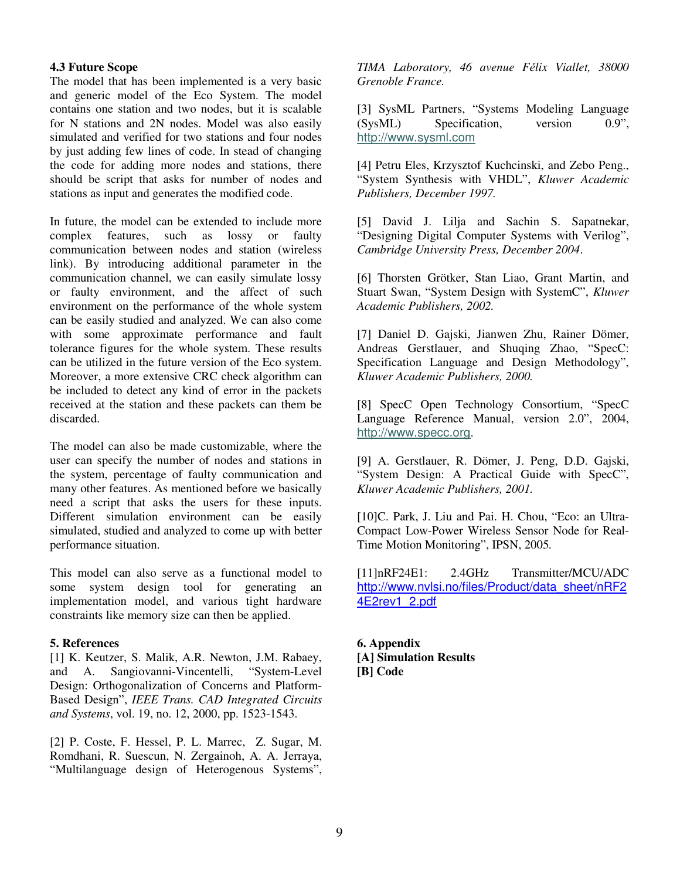### 4.3 Future Scope

The model that has been implemented is a very basic and generic model of the Eco System. The model contains one station and two nodes, but it is scalable for N stations and 2N nodes. Model was also easily simulated and verified for two stations and four nodes by just adding few lines of code. In stead of changing the code for adding more nodes and stations, there should be script that asks for number of nodes and stations as input and generates the modified code.

In future, the model can be extended to include more complex features, such as lossy or faulty communication between nodes and station (wireless link). By introducing additional parameter in the communication channel, we can easily simulate lossy or faulty environment, and the affect of such environment on the performance of the whole system can be easily studied and analyzed. We can also come with some approximate performance and fault tolerance figures for the whole system. These results can be utilized in the future version of the Eco system. Moreover, a more extensive CRC check algorithm can be included to detect any kind of error in the packets received at the station and these packets can them be discarded.

The model can also be made customizable, where the user can specify the number of nodes and stations in the system, percentage of faulty communication and many other features. As mentioned before we basically need a script that asks the users for these inputs. Different simulation environment can be easily simulated, studied and analyzed to come up with better performance situation.

This model can also serve as a functional model to some system design tool for generating an implementation model, and various tight hardware constraints like memory size can then be applied.

## 5. References

[1] K. Keutzer, S. Malik, A.R. Newton, J.M. Rabaey, and A. Sangiovanni-Vincentelli, "System-Level Design: Orthogonalization of Concerns and Platform-Based Design", *IEEE Trans. CAD Integrated Circuits and Systems*, vol. 19, no. 12, 2000, pp. 1523-1543.

[2] P. Coste, F. Hessel, P. L. Marrec, Z. Sugar, M. Romdhani, R. Suescun, N. Zergainoh, A. A. Jerraya, "Multilanguage design of Heterogenous Systems", *TIMA Laboratory, 46 avenue Fĕlix Viallet, 38000 Grenoble France.*

[3] SysML Partners, "Systems Modeling Language (SysML) Specification, version 0.9", http://www.sysml.com

[4] Petru Eles, Krzysztof Kuchcinski, and Zebo Peng., "System Synthesis with VHDL", *Kluwer Academic Publishers, December 1997.*

[5] David J. Lilja and Sachin S. Sapatnekar, "Designing Digital Computer Systems with Verilog", *Cambridge University Press, December 2004*.

[6] Thorsten Grötker, Stan Liao, Grant Martin, and Stuart Swan, "System Design with SystemC", *Kluwer Academic Publishers, 2002.*

[7] Daniel D. Gajski, Jianwen Zhu, Rainer Dömer, Andreas Gerstlauer, and Shuqing Zhao, "SpecC: Specification Language and Design Methodology", *Kluwer Academic Publishers, 2000.*

[8] SpecC Open Technology Consortium, "SpecC Language Reference Manual, version 2.0", 2004, http://www.specc.org.

[9] A. Gerstlauer, R. Dömer, J. Peng, D.D. Gajski, "System Design: A Practical Guide with SpecC", *Kluwer Academic Publishers, 2001.*

[10]C. Park, J. Liu and Pai. H. Chou, "Eco: an Ultra-Compact Low-Power Wireless Sensor Node for Real-Time Motion Monitoring", IPSN, 2005.

[11]nRF24E1: 2.4GHz Transmitter/MCU/ADC http://www.nvlsi.no/files/Product/data_sheet/nRF24E2rev1_2.pdf

## 6. Appendix

**[A] Simulation Results**

**[B] Code**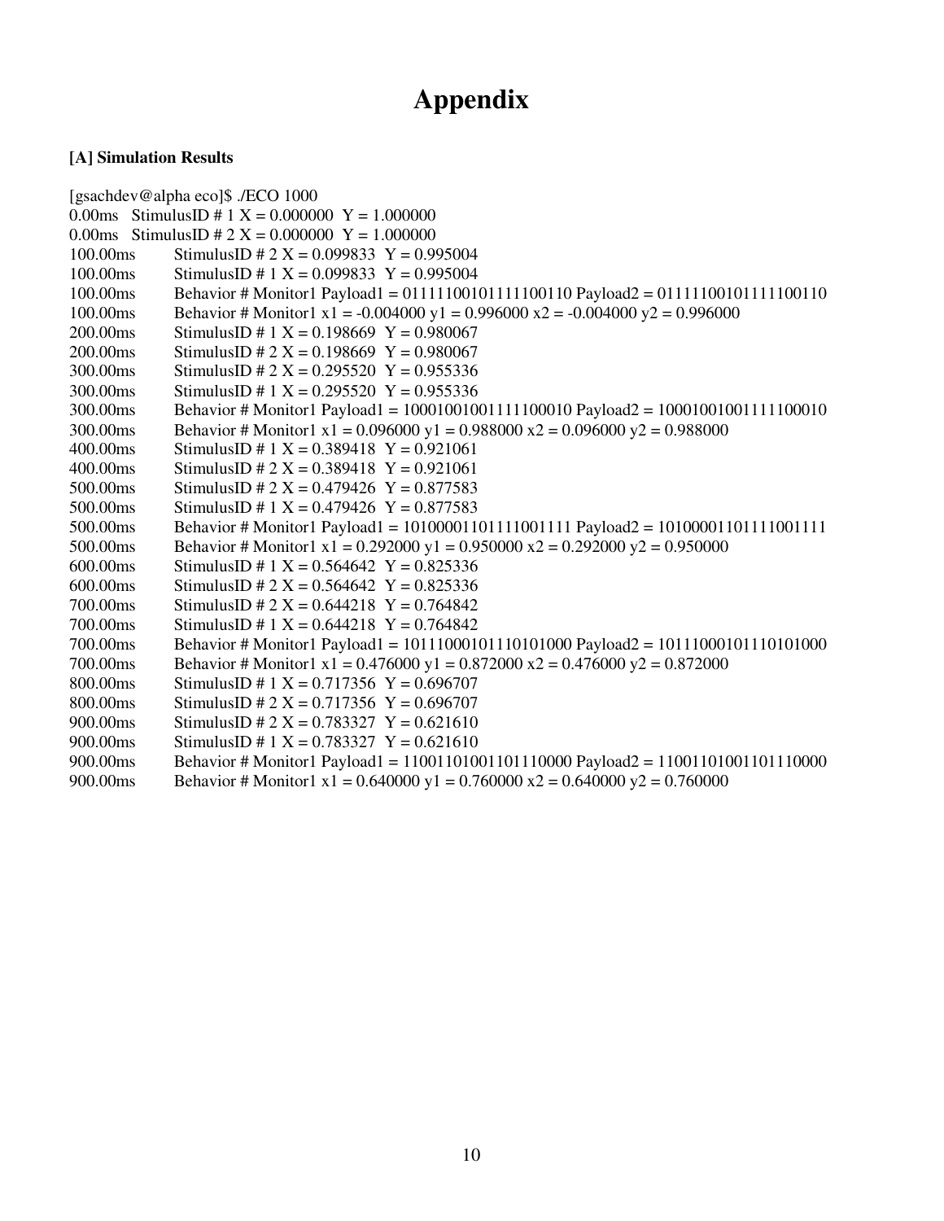# Appendix

**[A] Simulation Results**

```
[gsachdev@alpha eco]$ ./ECO 1000
0.00ms   StimulusID # 1 X = 0.000000  Y = 1.000000
0.00ms   StimulusID # 2 X = 0.000000  Y = 1.000000
100.00ms        StimulusID # 2 X = 0.099833  Y = 0.995004
100.00ms        StimulusID # 1 X = 0.099833  Y = 0.995004
100.00ms        Behavior # Monitor1 Payload1 = 01111100101111100110 Payload2 = 01111100101111100110
100.00ms        Behavior # Monitor1 x1 = -0.004000 y1 = 0.996000 x2 = -0.004000 y2 = 0.996000
200.00ms        StimulusID # 1 X = 0.198669  Y = 0.980067
200.00ms        StimulusID # 2 X = 0.198669  Y = 0.980067
300.00ms        StimulusID # 2 X = 0.295520  Y = 0.955336
300.00ms        StimulusID # 1 X = 0.295520  Y = 0.955336
300.00ms        Behavior # Monitor1 Payload1 = 10001001001111100010 Payload2 = 10001001001111100010
300.00ms        Behavior # Monitor1 x1 = 0.096000 y1 = 0.988000 x2 = 0.096000 y2 = 0.988000
400.00ms        StimulusID # 1 X = 0.389418  Y = 0.921061
400.00ms        StimulusID # 2 X = 0.389418  Y = 0.921061
500.00ms        StimulusID # 2 X = 0.479426  Y = 0.877583
500.00ms        StimulusID # 1 X = 0.479426  Y = 0.877583
500.00ms        Behavior # Monitor1 Payload1 = 10100001101111001111 Payload2 = 10100001101111001111
500.00ms        Behavior # Monitor1 x1 = 0.292000 y1 = 0.950000 x2 = 0.292000 y2 = 0.950000
600.00ms        StimulusID # 1 X = 0.564642  Y = 0.825336
600.00ms        StimulusID # 2 X = 0.564642  Y = 0.825336
700.00ms        StimulusID # 2 X = 0.644218  Y = 0.764842
700.00ms        StimulusID # 1 X = 0.644218  Y = 0.764842
700.00ms        Behavior # Monitor1 Payload1 = 10111000101110101000 Payload2 = 10111000101110101000
700.00ms        Behavior # Monitor1 x1 = 0.476000 y1 = 0.872000 x2 = 0.476000 y2 = 0.872000
800.00ms        StimulusID # 1 X = 0.717356  Y = 0.696707
800.00ms        StimulusID # 2 X = 0.717356  Y = 0.696707
900.00ms        StimulusID # 2 X = 0.783327  Y = 0.621610
900.00ms        StimulusID # 1 X = 0.783327  Y = 0.621610
900.00ms        Behavior # Monitor1 Payload1 = 11001101001101110000 Payload2 = 11001101001101110000
900.00ms        Behavior # Monitor1 x1 = 0.640000 y1 = 0.760000 x2 = 0.640000 y2 = 0.760000
```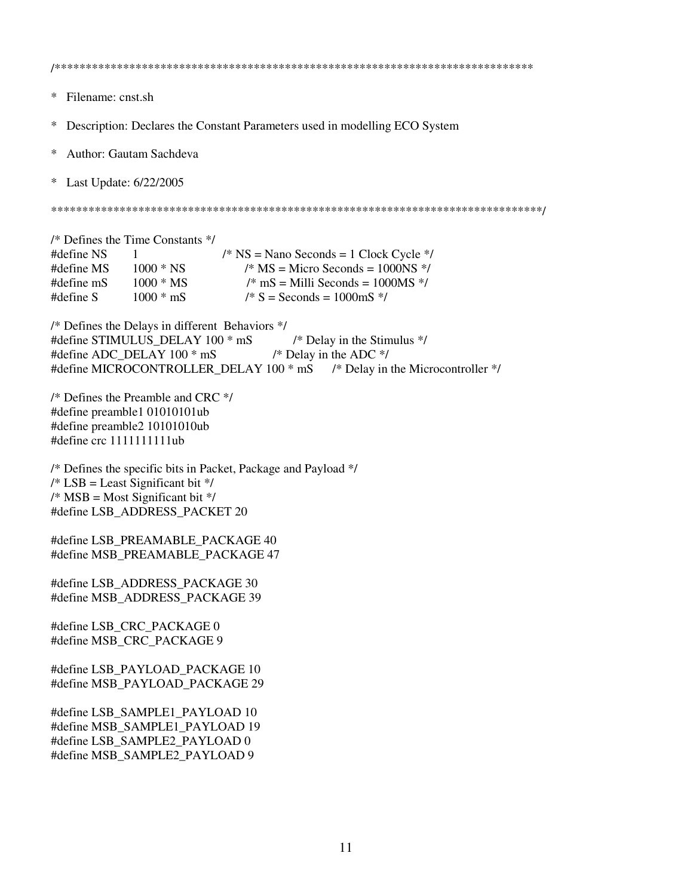```
/******************************************************************************

* Filename: cnst.sh

* Description: Declares the Constant Parameters used in modelling ECO System

* Author: Gautam Sachdeva

* Last Update: 6/22/2005

******************************************************************************/

/* Defines the Time Constants */
#define NS      1               /* NS = Nano Seconds = 1 Clock Cycle */
#define MS      1000 * NS       /* MS = Micro Seconds = 1000NS */
#define mS      1000 * MS       /* mS = Milli Seconds = 1000MS */
#define S       1000 * mS       /* S = Seconds = 1000mS */

/* Defines the Delays in different  Behaviors */
#define STIMULUS_DELAY 100 * mS         /* Delay in the Stimulus */
#define ADC_DELAY 100 * mS              /* Delay in the ADC */
#define MICROCONTROLLER_DELAY 100 * mS      /* Delay in the Microcontroller */

/* Defines the Preamble and CRC */
#define preamble1 01010101ub
#define preamble2 10101010ub
#define crc 1111111111ub

/* Defines the specific bits in Packet, Package and Payload */
/* LSB = Least Significant bit */
/* MSB = Most Significant bit */
#define LSB_ADDRESS_PACKET 20

#define LSB_PREAMABLE_PACKAGE 40
#define MSB_PREAMABLE_PACKAGE 47

#define LSB_ADDRESS_PACKAGE 30
#define MSB_ADDRESS_PACKAGE 39

#define LSB_CRC_PACKAGE 0
#define MSB_CRC_PACKAGE 9

#define LSB_PAYLOAD_PACKAGE 10
#define MSB_PAYLOAD_PACKAGE 29

#define LSB_SAMPLE1_PAYLOAD 10
#define MSB_SAMPLE1_PAYLOAD 19
#define LSB_SAMPLE2_PAYLOAD 0
#define MSB_SAMPLE2_PAYLOAD 9
```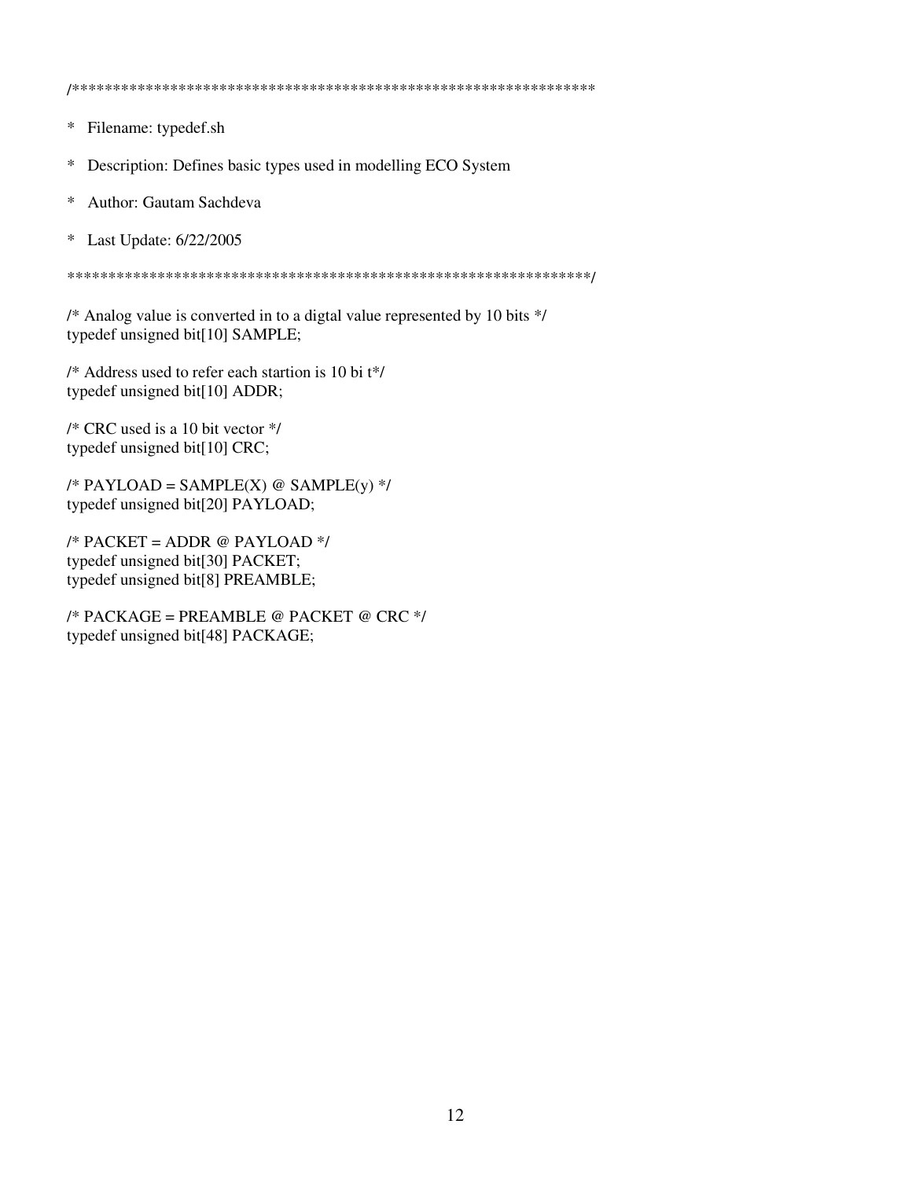```
/****************************************************************

*  Filename: typedef.sh

*  Description: Defines basic types used in modelling ECO System

*  Author: Gautam Sachdeva

*  Last Update: 6/22/2005

****************************************************************/

/* Analog value is converted in to a digtal value represented by 10 bits */
typedef unsigned bit[10] SAMPLE;

/* Address used to refer each startion is 10 bi t*/
typedef unsigned bit[10] ADDR;

/* CRC used is a 10 bit vector */
typedef unsigned bit[10] CRC;

/* PAYLOAD = SAMPLE(X) @ SAMPLE(y) */
typedef unsigned bit[20] PAYLOAD;

/* PACKET = ADDR @ PAYLOAD */
typedef unsigned bit[30] PACKET;
typedef unsigned bit[8] PREAMBLE;

/* PACKAGE = PREAMBLE @ PACKET @ CRC */
typedef unsigned bit[48] PACKAGE;
```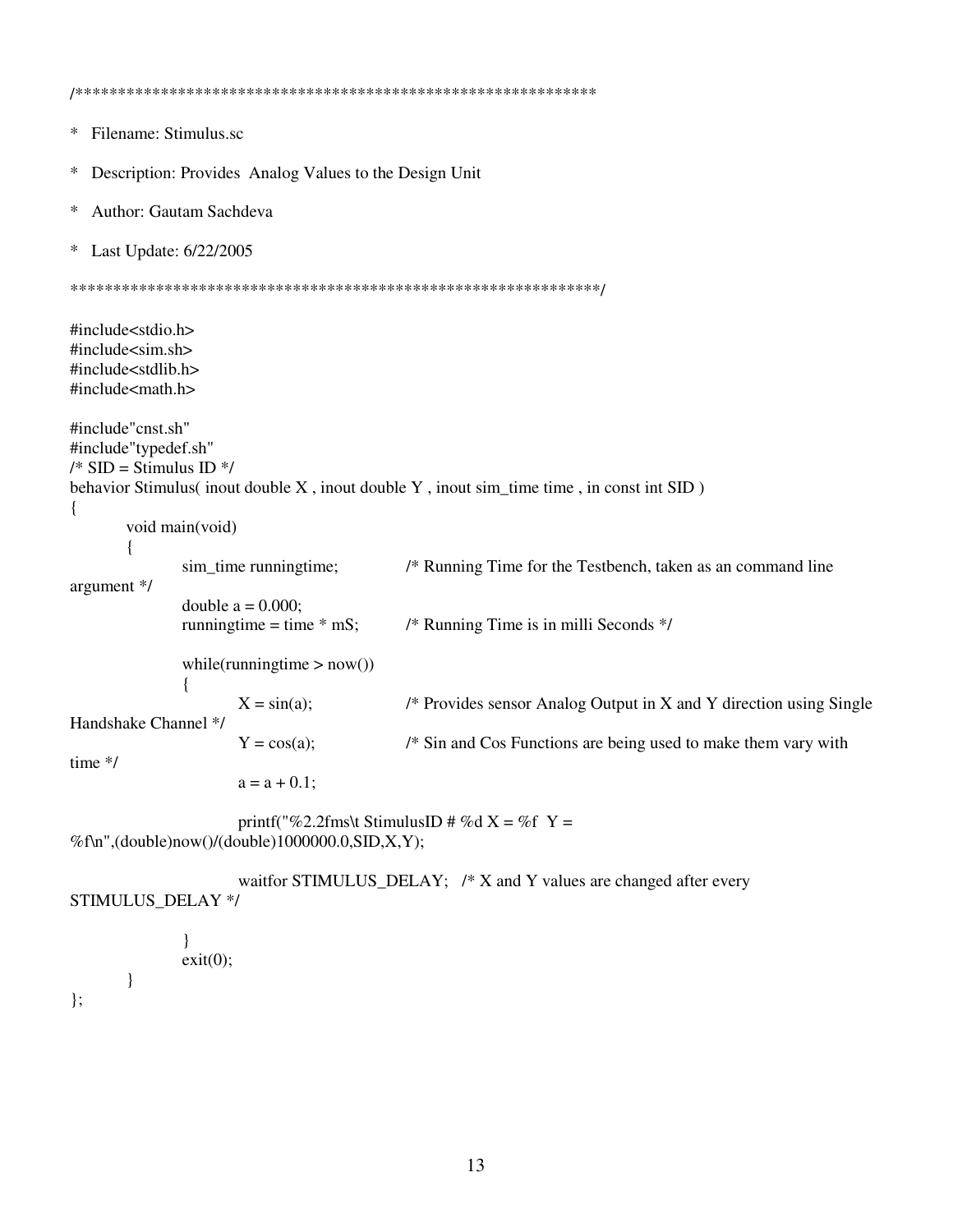```
/************************************************************

*  Filename: Stimulus.sc

*  Description: Provides  Analog Values to the Design Unit

*  Author: Gautam Sachdeva

*  Last Update: 6/22/2005

************************************************************/

#include<stdio.h>
#include<sim.sh>
#include<stdlib.h>
#include<math.h>

#include"cnst.sh"
#include"typedef.sh"
/* SID = Stimulus ID */
behavior Stimulus( inout double X , inout double Y , inout sim_time time , in const int SID )
{
        void main(void)
        {
                sim_time runningtime;           /* Running Time for the Testbench, taken as an command line
argument */
                double a = 0.000;
                runningtime = time * mS;        /* Running Time is in milli Seconds */

                while(runningtime > now())
                {
                        X = sin(a);             /* Provides sensor Analog Output in X and Y direction using Single
Handshake Channel */
                        Y = cos(a);             /* Sin and Cos Functions are being used to make them vary with
time */
                        a = a + 0.1;

                        printf("%2.2fms\t StimulusID # %d X = %f  Y =
%f\n",(double)now()/(double)1000000.0,SID,X,Y);

                        waitfor STIMULUS_DELAY;   /* X and Y values are changed after every
STIMULUS_DELAY */

                }
                exit(0);
        }
};
```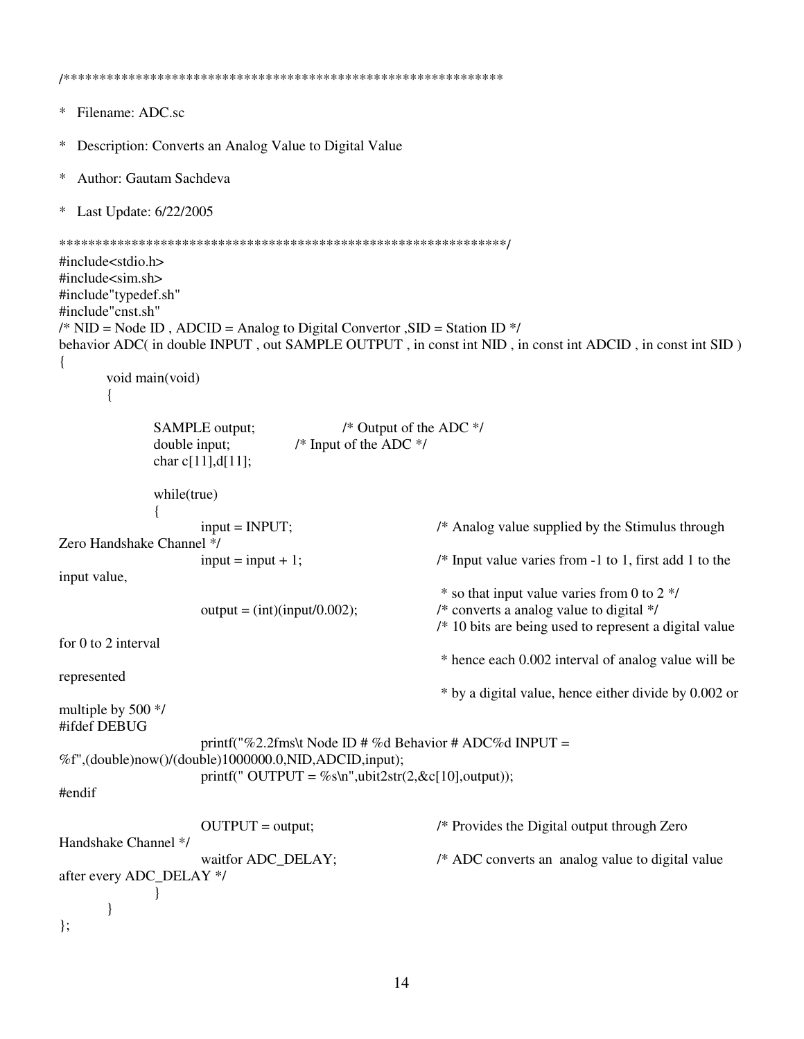```
/************************************************************

*  Filename: ADC.sc

*  Description: Converts an Analog Value to Digital Value

*  Author: Gautam Sachdeva

*  Last Update: 6/22/2005

************************************************************/
#include<stdio.h>
#include<sim.sh>
#include"typedef.sh"
#include"cnst.sh"
/* NID = Node ID , ADCID = Analog to Digital Convertor ,SID = Station ID */
behavior ADC( in double INPUT , out SAMPLE OUTPUT , in const int NID , in const int ADCID , in const int SID )
{
        void main(void)
        {

                SAMPLE output;                  /* Output of the ADC */
                double input;           /* Input of the ADC */
                char c[11],d[11];

                while(true)
                {
                        input = INPUT;                          /* Analog value supplied by the Stimulus through
Zero Handshake Channel */
                        input = input + 1;                      /* Input value varies from -1 to 1, first add 1 to the
input value,
                                                                 * so that input value varies from 0 to 2 */
                        output = (int)(input/0.002);            /* converts a analog value to digital */
                                                                /* 10 bits are being used to represent a digital value
for 0 to 2 interval
                                                                 * hence each 0.002 interval of analog value will be
represented
                                                                 * by a digital value, hence either divide by 0.002 or
multiple by 500 */
#ifdef DEBUG
                        printf("%2.2fms\t Node ID # %d Behavior # ADC%d INPUT =
%f",(double)now()/(double)1000000.0,NID,ADCID,input);
                        printf(" OUTPUT = %s\n",ubit2str(2,&c[10],output));
#endif

                        OUTPUT = output;                        /* Provides the Digital output through Zero
Handshake Channel */
                        waitfor ADC_DELAY;                      /* ADC converts an  analog value to digital value
after every ADC_DELAY */
                }
        }
};
```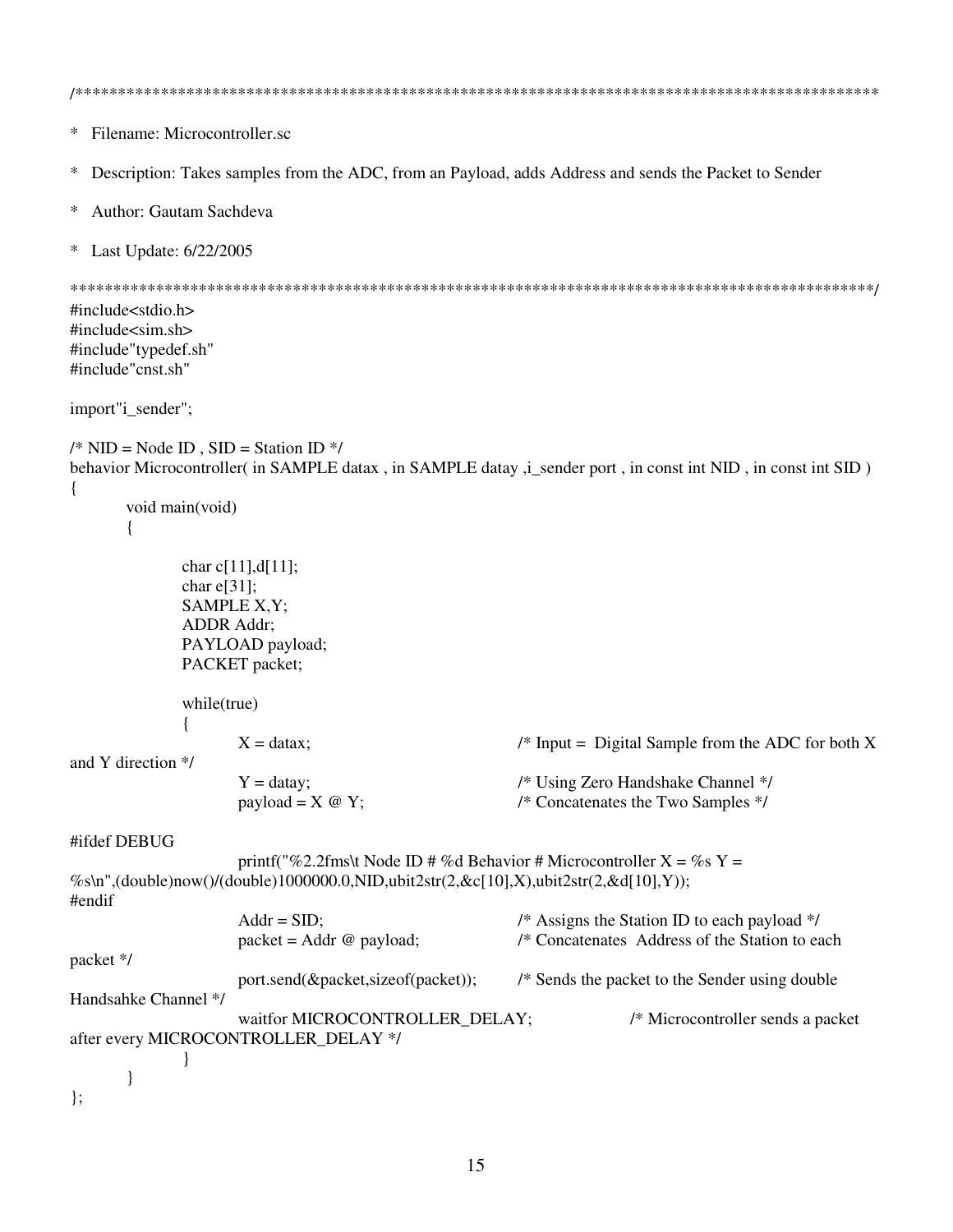```
/*****************************************************************************************************

* Filename: Microcontroller.sc

* Description: Takes samples from the ADC, from an Payload, adds Address and sends the Packet to Sender

* Author: Gautam Sachdeva

* Last Update: 6/22/2005

*****************************************************************************************************/
#include<stdio.h>
#include<sim.sh>
#include"typedef.sh"
#include"cnst.sh"

import"i_sender";

/* NID = Node ID , SID = Station ID */
behavior Microcontroller( in SAMPLE datax , in SAMPLE datay ,i_sender port , in const int NID , in const int SID )
{
        void main(void)
        {

                char c[11],d[11];
                char e[31];
                SAMPLE X,Y;
                ADDR Addr;
                PAYLOAD payload;
                PACKET packet;

                while(true)
                {
                        X = datax;                              /* Input =  Digital Sample from the ADC for both X
and Y direction */
                        Y = datay;                              /* Using Zero Handshake Channel */
                        payload = X @ Y;                        /* Concatenates the Two Samples */

#ifdef DEBUG
                        printf("%2.2fms\t Node ID # %d Behavior # Microcontroller X = %s Y =
%s\n",(double)now()/(double)1000000.0,NID,ubit2str(2,&c[10],X),ubit2str(2,&d[10],Y));
#endif
                        Addr = SID;                             /* Assigns the Station ID to each payload */
                        packet = Addr @ payload;                /* Concatenates  Address of the Station to each
packet */
                        port.send(&packet,sizeof(packet));      /* Sends the packet to the Sender using double
Handsahke Channel */
                        waitfor MICROCONTROLLER_DELAY;          /* Microcontroller sends a packet
after every MICROCONTROLLER_DELAY */
                }
        }
};
```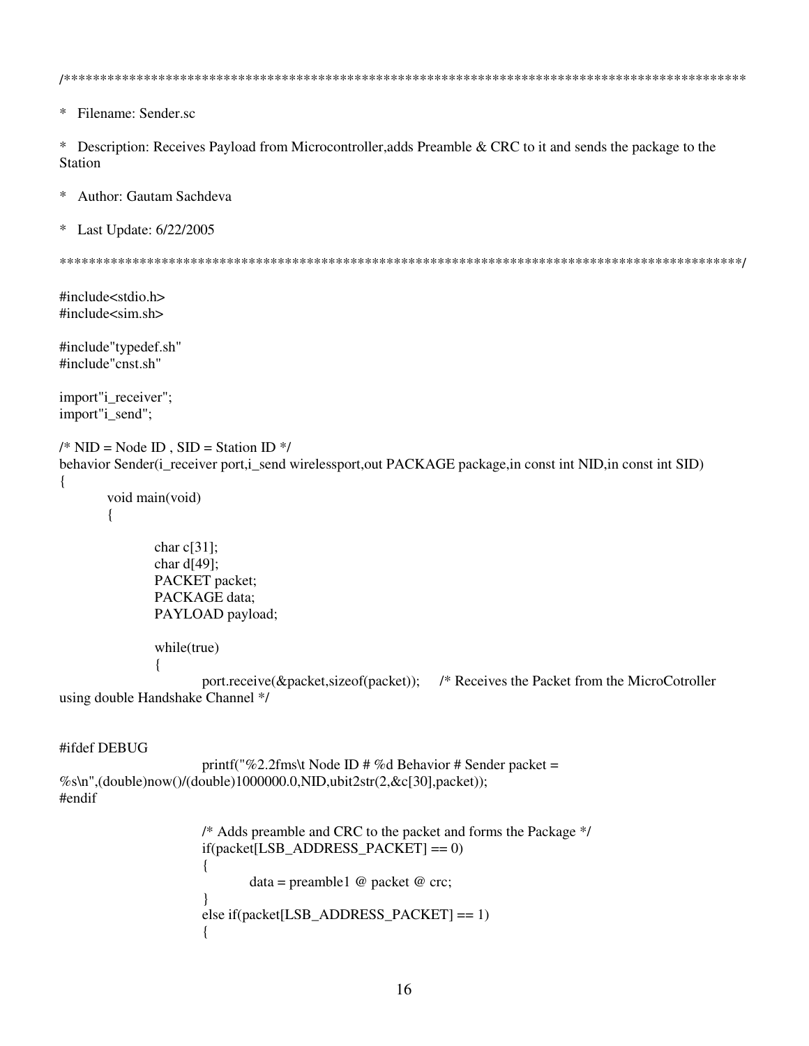```
/*************************************************************************************************

*  Filename: Sender.sc

*  Description: Receives Payload from Microcontroller,adds Preamble & CRC to it and sends the package to the Station

*  Author: Gautam Sachdeva

*  Last Update: 6/22/2005

*************************************************************************************************/

#include<stdio.h>
#include<sim.sh>

#include"typedef.sh"
#include"cnst.sh"

import"i_receiver";
import"i_send";

/* NID = Node ID , SID = Station ID */
behavior Sender(i_receiver port,i_send wirelessport,out PACKAGE package,in const int NID,in const int SID)
{
        void main(void)
        {

                char c[31];
                char d[49];
                PACKET packet;
                PACKAGE data;
                PAYLOAD payload;

                while(true)
                {
                        port.receive(&packet,sizeof(packet));     /* Receives the Packet from the MicroCotroller using double Handshake Channel */


#ifdef DEBUG
                        printf("%2.2fms\t Node ID # %d Behavior # Sender packet = %s\n",(double)now()/(double)1000000.0,NID,ubit2str(2,&c[30],packet));
#endif

                        /* Adds preamble and CRC to the packet and forms the Package */
                        if(packet[LSB_ADDRESS_PACKET] == 0)
                        {
                                data = preamble1 @ packet @ crc;
                        }
                        else if(packet[LSB_ADDRESS_PACKET] == 1)
                        {
```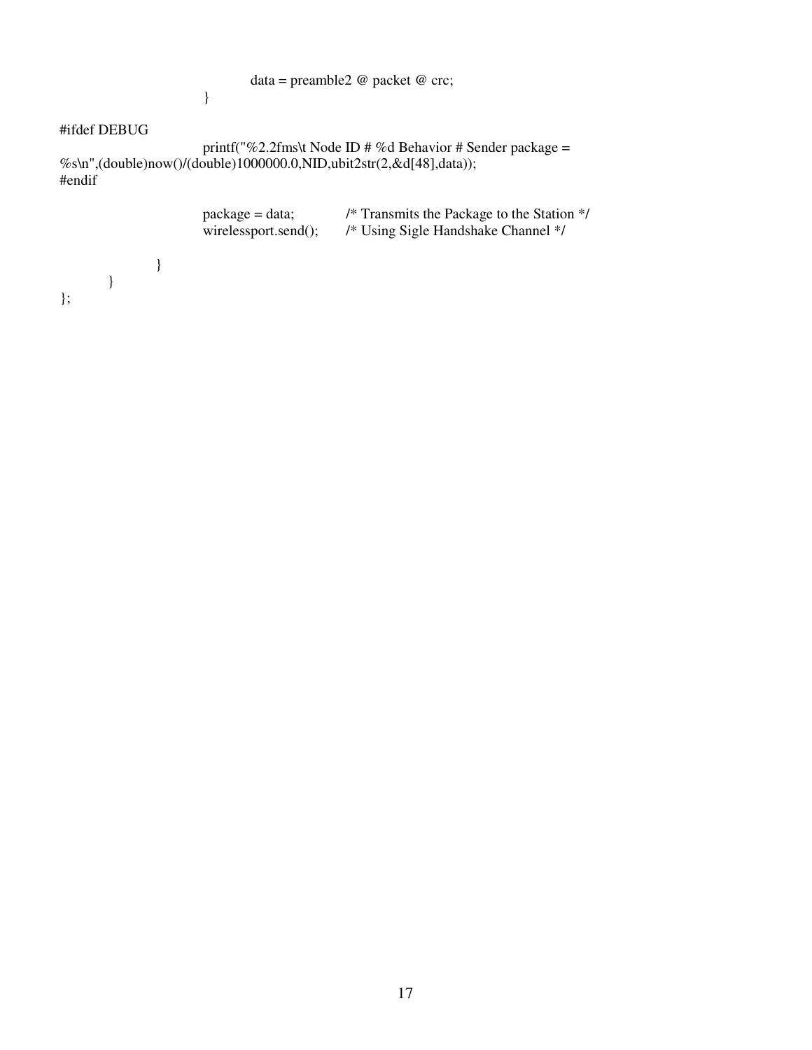```
                    data = preamble2 @ packet @ crc;
                }

#ifdef DEBUG
                printf("%2.2fms\t Node ID # %d Behavior # Sender package =
%s\n",(double)now()/(double)1000000.0,NID,ubit2str(2,&d[48],data));
#endif

                package = data;         /* Transmits the Package to the Station */
                wirelessport.send();    /* Using Sigle Handshake Channel */

            }
        }
};
```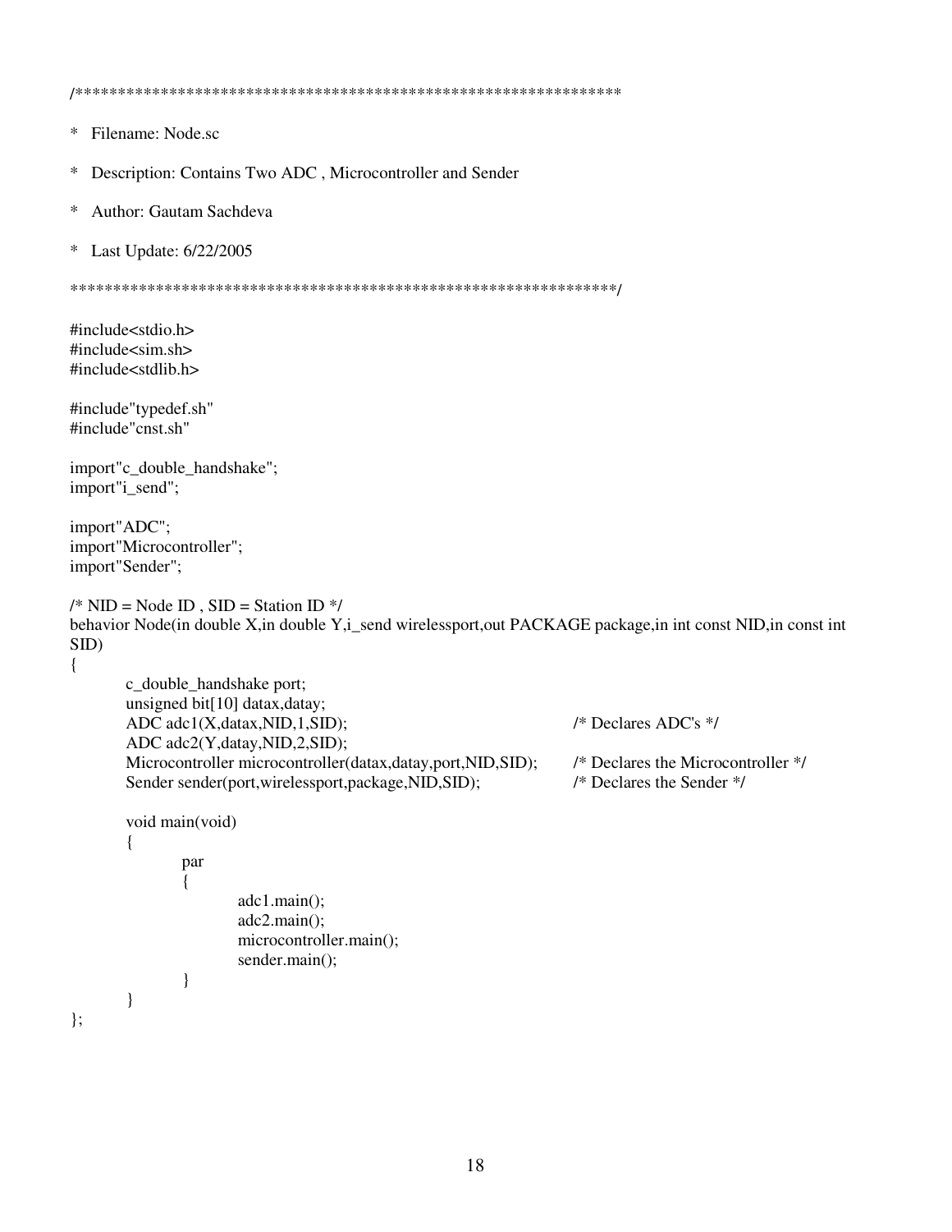```
/***************************************************************

* Filename: Node.sc

* Description: Contains Two ADC , Microcontroller and Sender

* Author: Gautam Sachdeva

* Last Update: 6/22/2005

***************************************************************/

#include<stdio.h>
#include<sim.sh>
#include<stdlib.h>

#include"typedef.sh"
#include"cnst.sh"

import"c_double_handshake";
import"i_send";

import"ADC";
import"Microcontroller";
import"Sender";

/* NID = Node ID , SID = Station ID */
behavior Node(in double X,in double Y,i_send wirelessport,out PACKAGE package,in int const NID,in const int
SID)
{
        c_double_handshake port;
        unsigned bit[10] datax,datay;
        ADC adc1(X,datax,NID,1,SID);                              /* Declares ADC's */
        ADC adc2(Y,datay,NID,2,SID);
        Microcontroller microcontroller(datax,datay,port,NID,SID);   /* Declares the Microcontroller */
        Sender sender(port,wirelessport,package,NID,SID);           /* Declares the Sender */

        void main(void)
        {
                par
                {
                        adc1.main();
                        adc2.main();
                        microcontroller.main();
                        sender.main();
                }
        }
};
```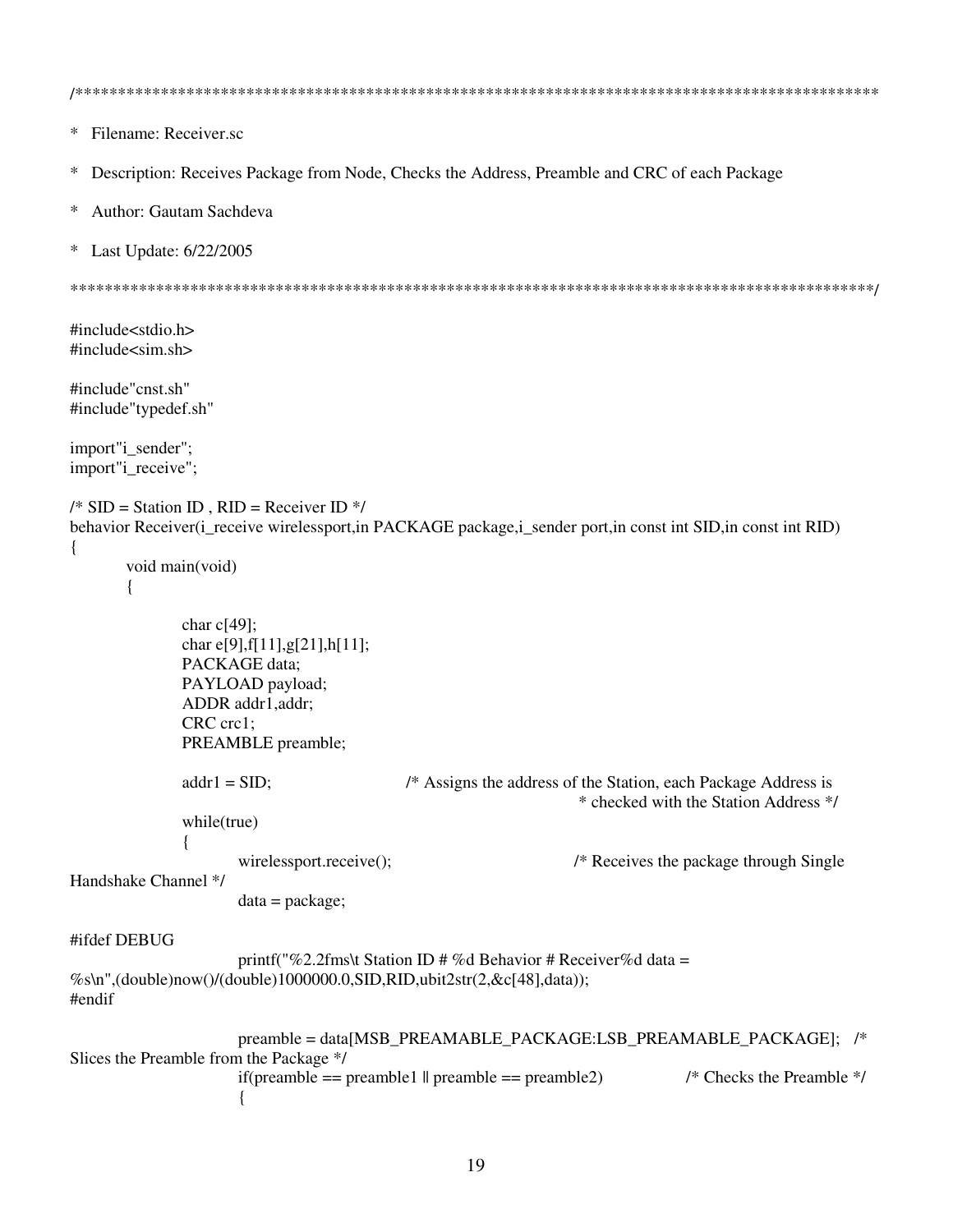```
/***************************************************************************************************

*  Filename: Receiver.sc

*  Description: Receives Package from Node, Checks the Address, Preamble and CRC of each Package

*  Author: Gautam Sachdeva

*  Last Update: 6/22/2005

***************************************************************************************************/

#include<stdio.h>
#include<sim.sh>

#include"cnst.sh"
#include"typedef.sh"

import"i_sender";
import"i_receive";

/* SID = Station ID , RID = Receiver ID */
behavior Receiver(i_receive wirelessport,in PACKAGE package,i_sender port,in const int SID,in const int RID)
{
        void main(void)
        {

                char c[49];
                char e[9],f[11],g[21],h[11];
                PACKAGE data;
                PAYLOAD payload;
                ADDR addr1,addr;
                CRC crc1;
                PREAMBLE preamble;

                addr1 = SID;                    /* Assigns the address of the Station, each Package Address is
                                                                 * checked with the Station Address */
                while(true)
                {
                        wirelessport.receive();                        /* Receives the package through Single
Handshake Channel */
                        data = package;

#ifdef DEBUG
                        printf("%2.2fms\t Station ID # %d Behavior # Receiver%d data =
%s\n",(double)now()/(double)1000000.0,SID,RID,ubit2str(2,&c[48],data));
#endif

                        preamble = data[MSB_PREAMABLE_PACKAGE:LSB_PREAMABLE_PACKAGE];   /*
Slices the Preamble from the Package */
                        if(preamble == preamble1 || preamble == preamble2)              /* Checks the Preamble */
                        {
```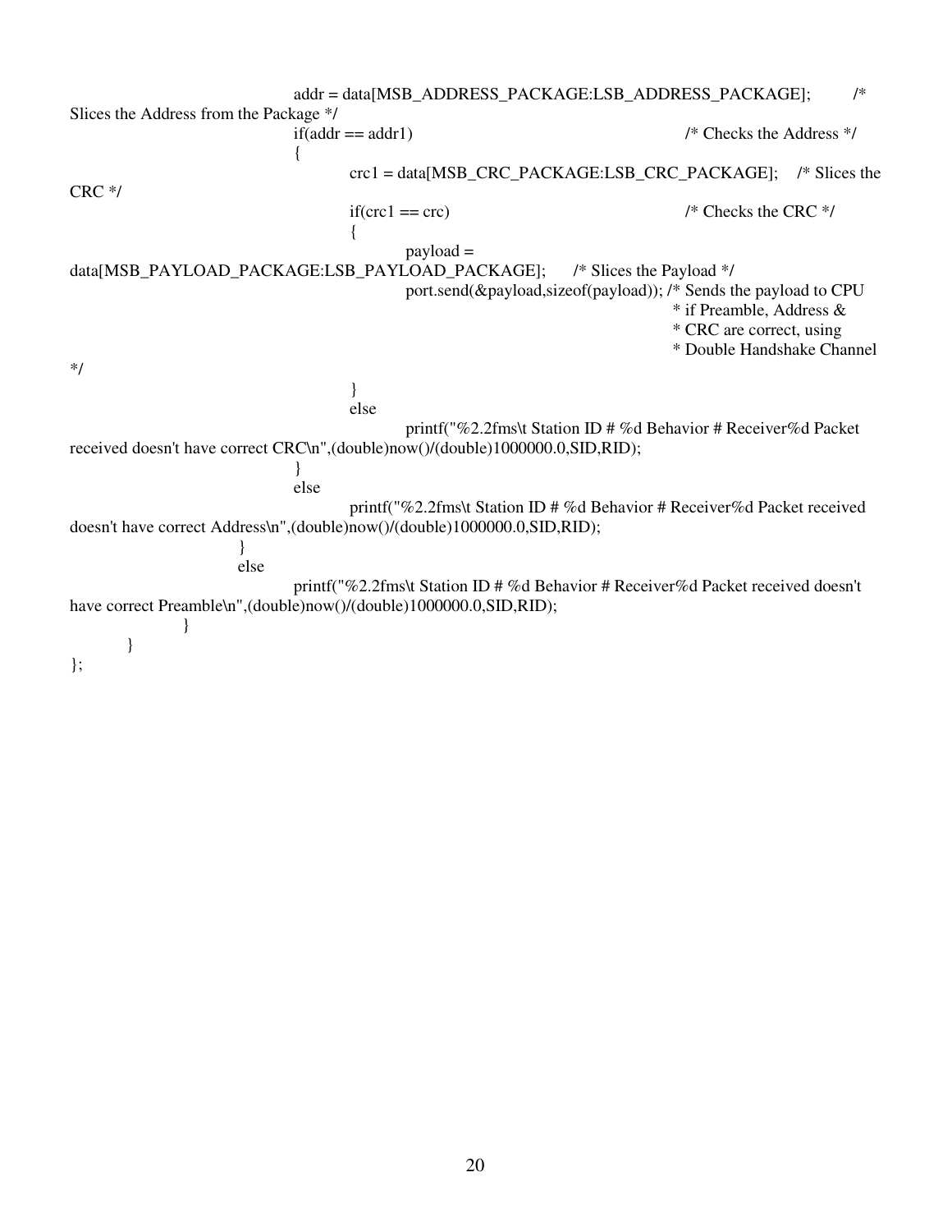```
                addr = data[MSB_ADDRESS_PACKAGE:LSB_ADDRESS_PACKAGE];          /*
Slices the Address from the Package */
                if(addr == addr1)                                              /* Checks the Address */
                {
                    crc1 = data[MSB_CRC_PACKAGE:LSB_CRC_PACKAGE];    /* Slices the
CRC */
                    if(crc1 == crc)                                            /* Checks the CRC */
                    {
                        payload =
data[MSB_PAYLOAD_PACKAGE:LSB_PAYLOAD_PACKAGE];      /* Slices the Payload */
                        port.send(&payload,sizeof(payload)); /* Sends the payload to CPU
                                                              * if Preamble, Address &
                                                              * CRC are correct, using
                                                              * Double Handshake Channel
*/
                    }
                    else
                        printf("%2.2fms\t Station ID # %d Behavior # Receiver%d Packet
received doesn't have correct CRC\n",(double)now()/(double)1000000.0,SID,RID);
                }
                else
                    printf("%2.2fms\t Station ID # %d Behavior # Receiver%d Packet received
doesn't have correct Address\n",(double)now()/(double)1000000.0,SID,RID);
            }
            else
                printf("%2.2fms\t Station ID # %d Behavior # Receiver%d Packet received doesn't
have correct Preamble\n",(double)now()/(double)1000000.0,SID,RID);
        }
    }
};
```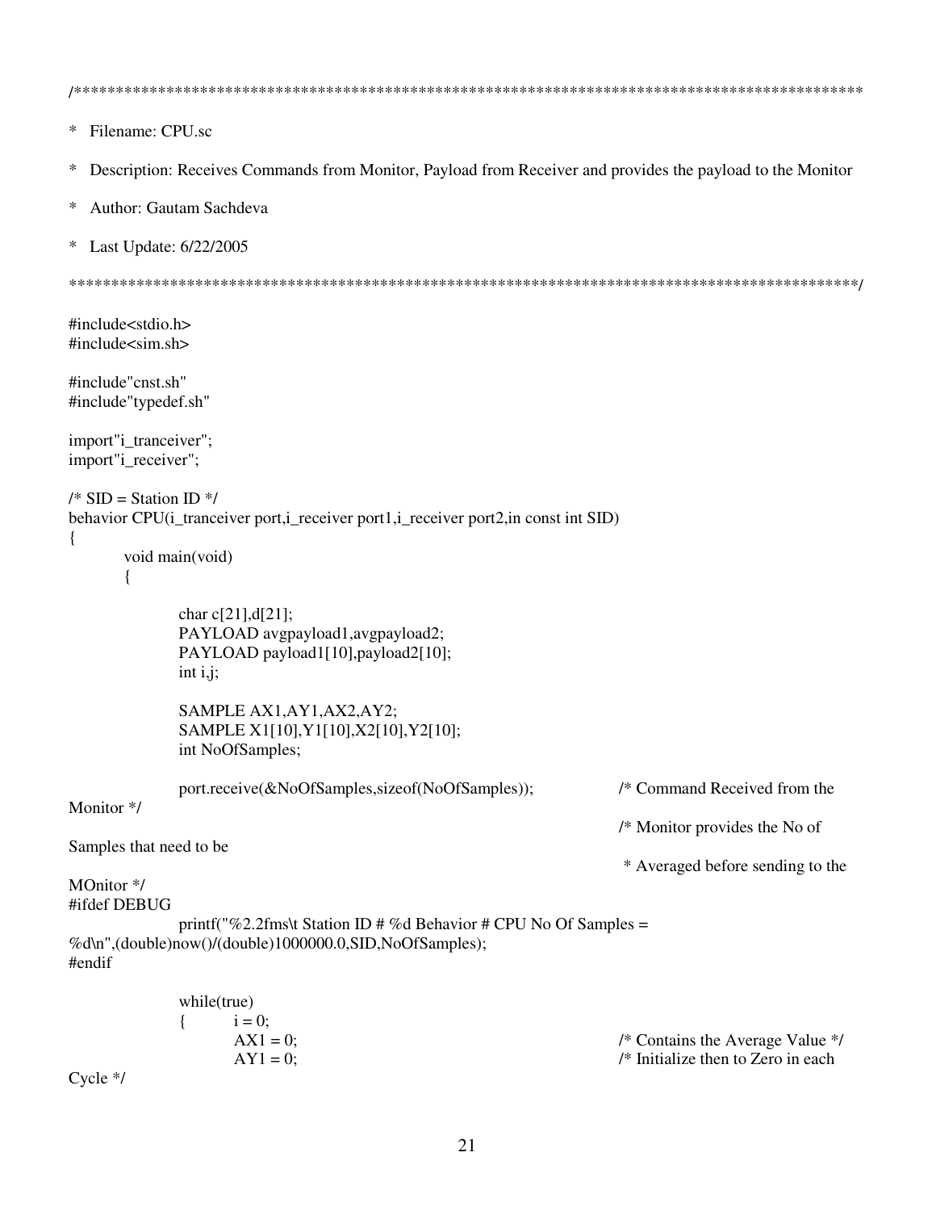```
/*****************************************************************************************************

*  Filename: CPU.sc

*  Description: Receives Commands from Monitor, Payload from Receiver and provides the payload to the Monitor

*  Author: Gautam Sachdeva

*  Last Update: 6/22/2005

*****************************************************************************************************/

#include<stdio.h>
#include<sim.sh>

#include"cnst.sh"
#include"typedef.sh"

import"i_tranceiver";
import"i_receiver";

/* SID = Station ID */
behavior CPU(i_tranceiver port,i_receiver port1,i_receiver port2,in const int SID)
{
        void main(void)
        {

                char c[21],d[21];
                PAYLOAD avgpayload1,avgpayload2;
                PAYLOAD payload1[10],payload2[10];
                int i,j;

                SAMPLE AX1,AY1,AX2,AY2;
                SAMPLE X1[10],Y1[10],X2[10],Y2[10];
                int NoOfSamples;

                port.receive(&NoOfSamples,sizeof(NoOfSamples));         /* Command Received from the
Monitor */
                                                                        /* Monitor provides the No of
Samples that need to be
                                                                         * Averaged before sending to the
MOnitor */
#ifdef DEBUG
                printf("%2.2fms\t Station ID # %d Behavior # CPU No Of Samples =
%d\n",(double)now()/(double)1000000.0,SID,NoOfSamples);
#endif

                while(true)
                {       i = 0;
                        AX1 = 0;                                        /* Contains the Average Value */
                        AY1 = 0;                                        /* Initialize then to Zero in each
Cycle */
```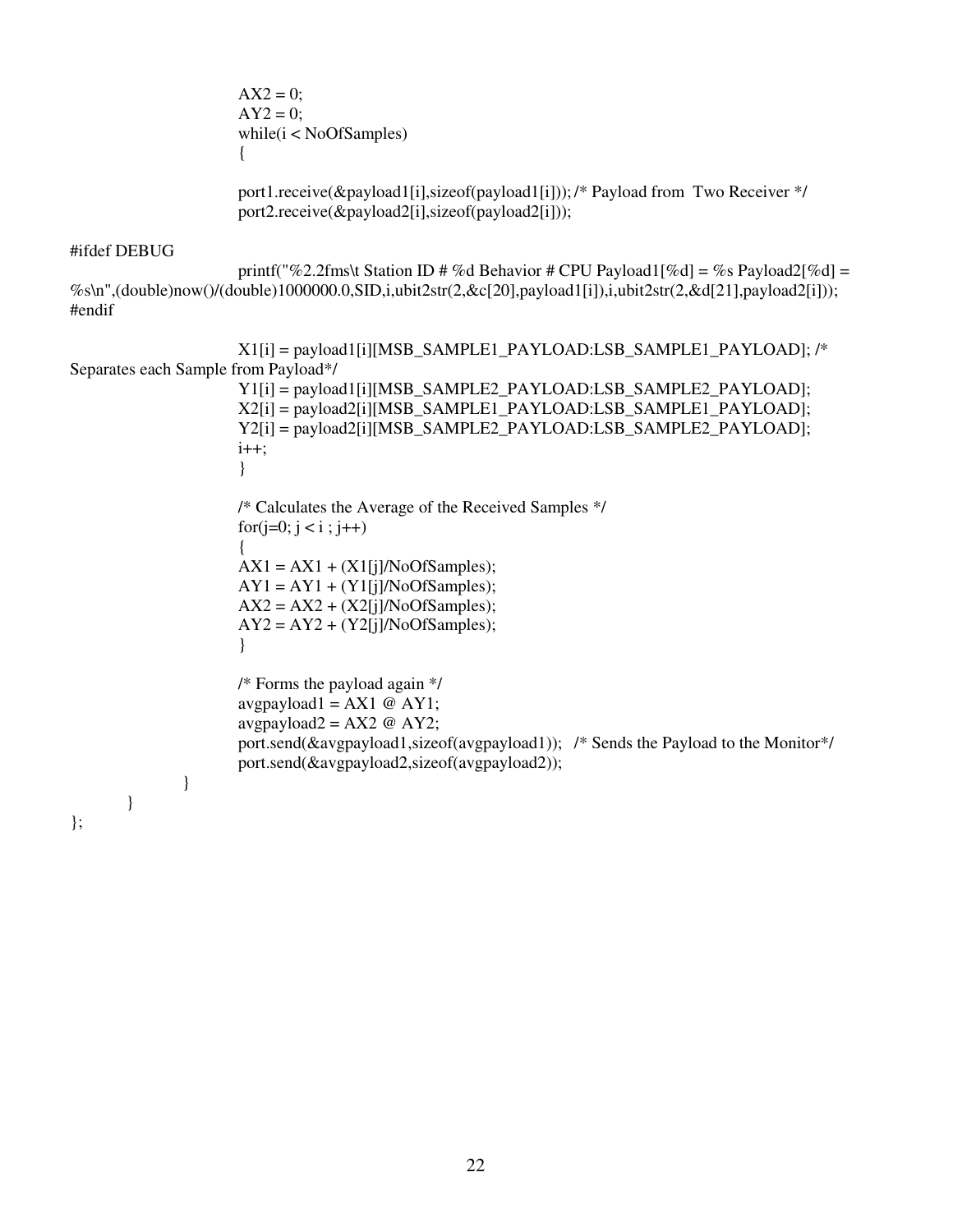```
                        AX2 = 0;
                        AY2 = 0;
                        while(i < NoOfSamples)
                        {

                        port1.receive(&payload1[i],sizeof(payload1[i])); /* Payload from  Two Receiver */
                        port2.receive(&payload2[i],sizeof(payload2[i]));

#ifdef DEBUG
                        printf("%2.2fms\t Station ID # %d Behavior # CPU Payload1[%d] = %s Payload2[%d] =
%s\n",(double)now()/(double)1000000.0,SID,i,ubit2str(2,&c[20],payload1[i]),i,ubit2str(2,&d[21],payload2[i]));
#endif

                        X1[i] = payload1[i][MSB_SAMPLE1_PAYLOAD:LSB_SAMPLE1_PAYLOAD]; /*
Separates each Sample from Payload*/
                        Y1[i] = payload1[i][MSB_SAMPLE2_PAYLOAD:LSB_SAMPLE2_PAYLOAD];
                        X2[i] = payload2[i][MSB_SAMPLE1_PAYLOAD:LSB_SAMPLE1_PAYLOAD];
                        Y2[i] = payload2[i][MSB_SAMPLE2_PAYLOAD:LSB_SAMPLE2_PAYLOAD];
                        i++;
                        }

                        /* Calculates the Average of the Received Samples */
                        for(j=0; j < i ; j++)
                        {
                        AX1 = AX1 + (X1[j]/NoOfSamples);
                        AY1 = AY1 + (Y1[j]/NoOfSamples);
                        AX2 = AX2 + (X2[j]/NoOfSamples);
                        AY2 = AY2 + (Y2[j]/NoOfSamples);
                        }

                        /* Forms the payload again */
                        avgpayload1 = AX1 @ AY1;
                        avgpayload2 = AX2 @ AY2;
                        port.send(&avgpayload1,sizeof(avgpayload1));   /* Sends the Payload to the Monitor*/
                        port.send(&avgpayload2,sizeof(avgpayload2));
                }
        }
};
```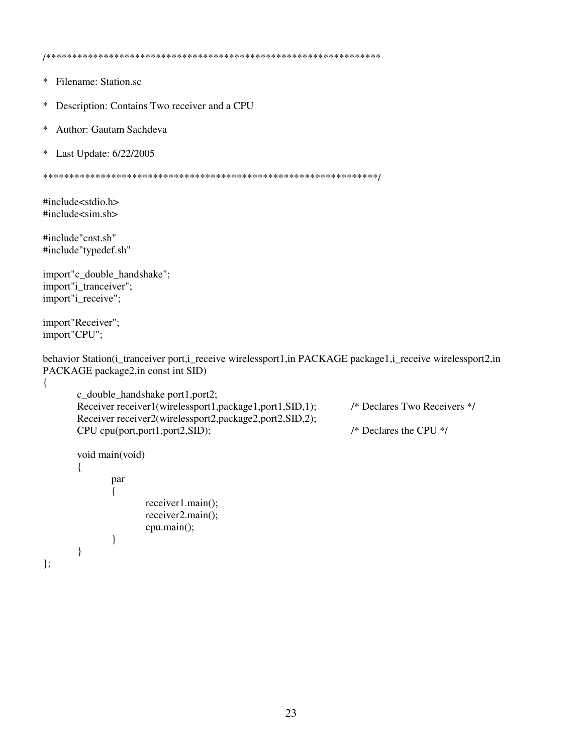```
/****************************************************************

*  Filename: Station.sc

*  Description: Contains Two receiver and a CPU

*  Author: Gautam Sachdeva

*  Last Update: 6/22/2005

****************************************************************/

#include<stdio.h>
#include<sim.sh>

#include"cnst.sh"
#include"typedef.sh"

import"c_double_handshake";
import"i_tranceiver";
import"i_receive";

import"Receiver";
import"CPU";

behavior Station(i_tranceiver port,i_receive wirelessport1,in PACKAGE package1,i_receive wirelessport2,in
PACKAGE package2,in const int SID)
{
        c_double_handshake port1,port2;
        Receiver receiver1(wirelessport1,package1,port1,SID,1);          /* Declares Two Receivers */
        Receiver receiver2(wirelessport2,package2,port2,SID,2);
        CPU cpu(port,port1,port2,SID);                                   /* Declares the CPU */

        void main(void)
        {
                par
                {
                        receiver1.main();
                        receiver2.main();
                        cpu.main();
                }
        }
};
```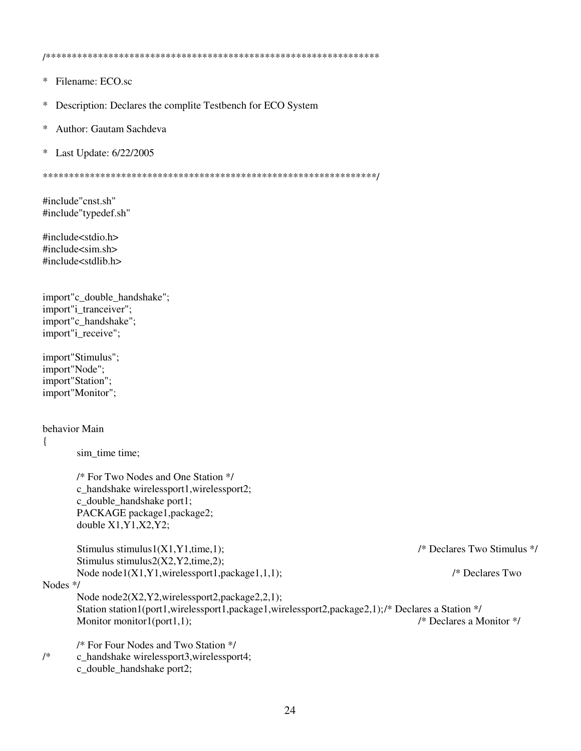```
/*****************************************************************

* Filename: ECO.sc

* Description: Declares the complite Testbench for ECO System

* Author: Gautam Sachdeva

* Last Update: 6/22/2005

*****************************************************************/

#include"cnst.sh"
#include"typedef.sh"

#include<stdio.h>
#include<sim.sh>
#include<stdlib.h>


import"c_double_handshake";
import"i_tranceiver";
import"c_handshake";
import"i_receive";

import"Stimulus";
import"Node";
import"Station";
import"Monitor";


behavior Main
{
	sim_time time;

	/* For Two Nodes and One Station */
	c_handshake wirelessport1,wirelessport2;
	c_double_handshake port1;
	PACKAGE package1,package2;
	double X1,Y1,X2,Y2;

	Stimulus stimulus1(X1,Y1,time,1);                                       /* Declares Two Stimulus */
	Stimulus stimulus2(X2,Y2,time,2);
	Node node1(X1,Y1,wirelessport1,package1,1,1);                              /* Declares Two
Nodes */
	Node node2(X2,Y2,wirelessport2,package2,2,1);
	Station station1(port1,wirelessport1,package1,wirelessport2,package2,1);/* Declares a Station */
	Monitor monitor1(port1,1);                                              /* Declares a Monitor */

	/* For Four Nodes and Two Station */
/*	c_handshake wirelessport3,wirelessport4;
	c_double_handshake port2;
```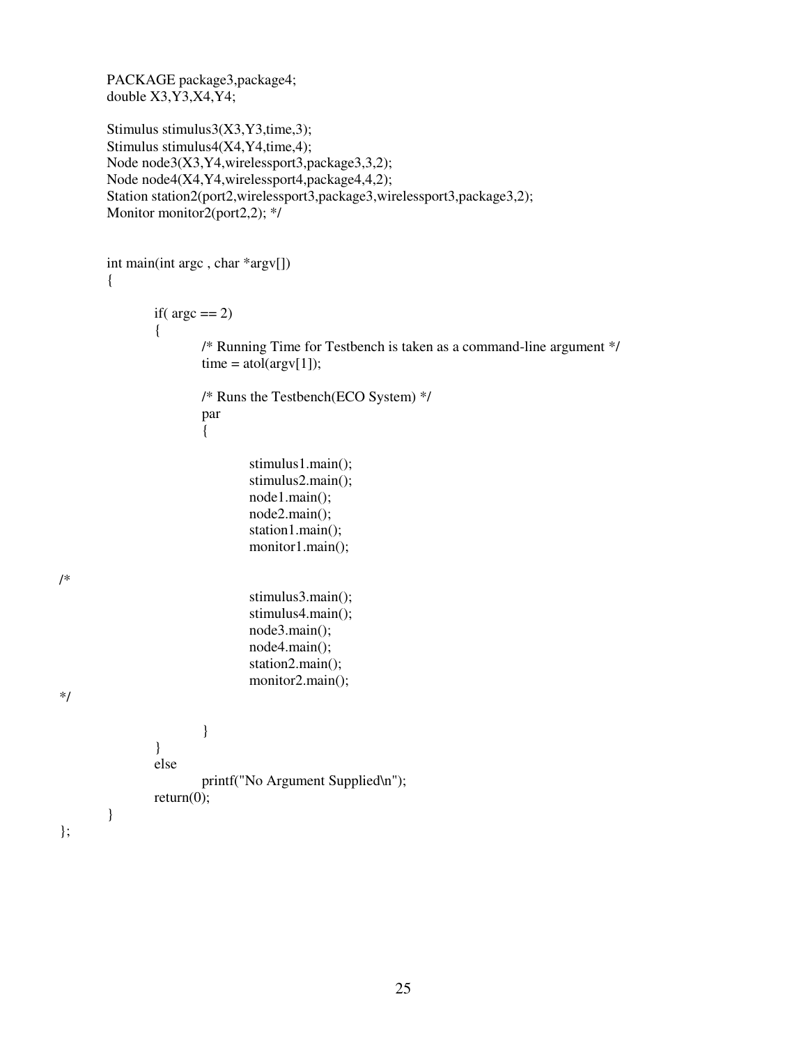```
        PACKAGE package3,package4;
        double X3,Y3,X4,Y4;

        Stimulus stimulus3(X3,Y3,time,3);
        Stimulus stimulus4(X4,Y4,time,4);
        Node node3(X3,Y4,wirelessport3,package3,3,2);
        Node node4(X4,Y4,wirelessport4,package4,4,2);
        Station station2(port2,wirelessport3,package3,wirelessport3,package3,2);
        Monitor monitor2(port2,2); */


        int main(int argc , char *argv[])
        {

                if( argc == 2)
                {
                        /* Running Time for Testbench is taken as a command-line argument */
                        time = atol(argv[1]);

                        /* Runs the Testbench(ECO System) */
                        par
                        {

                                stimulus1.main();
                                stimulus2.main();
                                node1.main();
                                node2.main();
                                station1.main();
                                monitor1.main();

/*
                                stimulus3.main();
                                stimulus4.main();
                                node3.main();
                                node4.main();
                                station2.main();
                                monitor2.main();
*/

                        }
                }
                else
                        printf("No Argument Supplied\n");
                return(0);
        }
};
```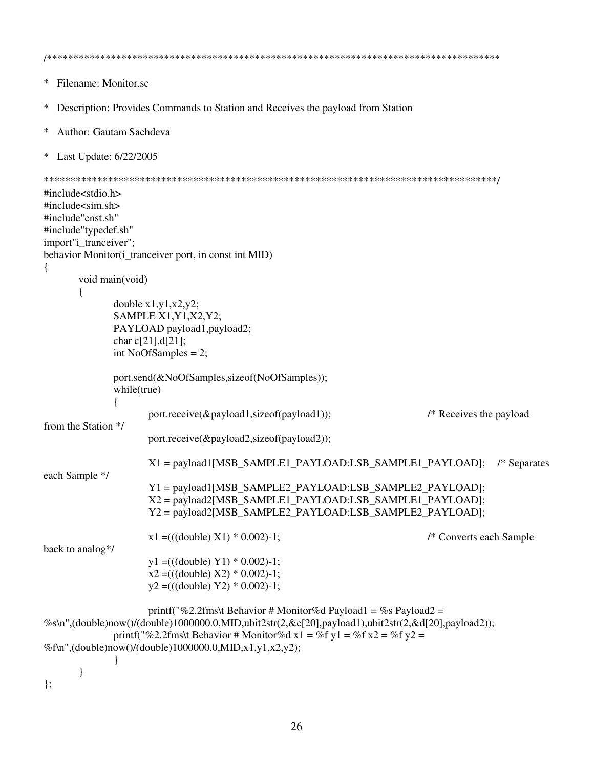```
/*****************************************************************************************

* Filename: Monitor.sc

* Description: Provides Commands to Station and Receives the payload from Station

* Author: Gautam Sachdeva

* Last Update: 6/22/2005

*****************************************************************************************/
#include<stdio.h>
#include<sim.sh>
#include"cnst.sh"
#include"typedef.sh"
import"i_tranceiver";
behavior Monitor(i_tranceiver port, in const int MID)
{
        void main(void)
        {
                double x1,y1,x2,y2;
                SAMPLE X1,Y1,X2,Y2;
                PAYLOAD payload1,payload2;
                char c[21],d[21];
                int NoOfSamples = 2;

                port.send(&NoOfSamples,sizeof(NoOfSamples));
                while(true)
                {
                        port.receive(&payload1,sizeof(payload1));                    /* Receives the payload
from the Station */
                        port.receive(&payload2,sizeof(payload2));

                        X1 = payload1[MSB_SAMPLE1_PAYLOAD:LSB_SAMPLE1_PAYLOAD];    /* Separates
each Sample */
                        Y1 = payload1[MSB_SAMPLE2_PAYLOAD:LSB_SAMPLE2_PAYLOAD];
                        X2 = payload2[MSB_SAMPLE1_PAYLOAD:LSB_SAMPLE1_PAYLOAD];
                        Y2 = payload2[MSB_SAMPLE2_PAYLOAD:LSB_SAMPLE2_PAYLOAD];

                        x1 =(((double) X1) * 0.002)-1;                              /* Converts each Sample
back to analog*/
                        y1 =(((double) Y1) * 0.002)-1;
                        x2 =(((double) X2) * 0.002)-1;
                        y2 =(((double) Y2) * 0.002)-1;

                        printf("%2.2fms\t Behavior # Monitor%d Payload1 = %s Payload2 =
%s\n",(double)now()/(double)1000000.0,MID,ubit2str(2,&c[20],payload1),ubit2str(2,&d[20],payload2));
                printf("%2.2fms\t Behavior # Monitor%d x1 = %f y1 = %f x2 = %f y2 =
%f\n",(double)now()/(double)1000000.0,MID,x1,y1,x2,y2);
                }
        }
};
```